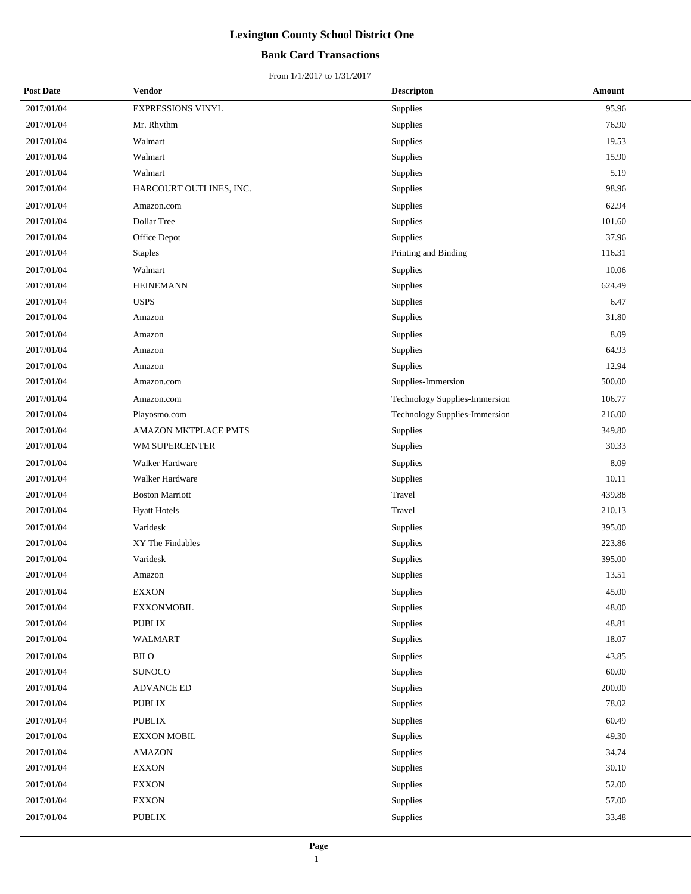# Lexington County School District One

## Bank Card Transactions

From 1/1/2017 to 1/31/2017

| Post Date | Vendor | Descripton | Amount |
|---|---|---|---|
| 2017/01/04 | EXPRESSIONS VINYL | Supplies | 95.96 |
| 2017/01/04 | Mr. Rhythm | Supplies | 76.90 |
| 2017/01/04 | Walmart | Supplies | 19.53 |
| 2017/01/04 | Walmart | Supplies | 15.90 |
| 2017/01/04 | Walmart | Supplies | 5.19 |
| 2017/01/04 | HARCOURT OUTLINES, INC. | Supplies | 98.96 |
| 2017/01/04 | Amazon.com | Supplies | 62.94 |
| 2017/01/04 | Dollar Tree | Supplies | 101.60 |
| 2017/01/04 | Office Depot | Supplies | 37.96 |
| 2017/01/04 | Staples | Printing and Binding | 116.31 |
| 2017/01/04 | Walmart | Supplies | 10.06 |
| 2017/01/04 | HEINEMANN | Supplies | 624.49 |
| 2017/01/04 | USPS | Supplies | 6.47 |
| 2017/01/04 | Amazon | Supplies | 31.80 |
| 2017/01/04 | Amazon | Supplies | 8.09 |
| 2017/01/04 | Amazon | Supplies | 64.93 |
| 2017/01/04 | Amazon | Supplies | 12.94 |
| 2017/01/04 | Amazon.com | Supplies-Immersion | 500.00 |
| 2017/01/04 | Amazon.com | Technology Supplies-Immersion | 106.77 |
| 2017/01/04 | Playosmo.com | Technology Supplies-Immersion | 216.00 |
| 2017/01/04 | AMAZON MKTPLACE PMTS | Supplies | 349.80 |
| 2017/01/04 | WM SUPERCENTER | Supplies | 30.33 |
| 2017/01/04 | Walker Hardware | Supplies | 8.09 |
| 2017/01/04 | Walker Hardware | Supplies | 10.11 |
| 2017/01/04 | Boston Marriott | Travel | 439.88 |
| 2017/01/04 | Hyatt Hotels | Travel | 210.13 |
| 2017/01/04 | Varidesk | Supplies | 395.00 |
| 2017/01/04 | XY The Findables | Supplies | 223.86 |
| 2017/01/04 | Varidesk | Supplies | 395.00 |
| 2017/01/04 | Amazon | Supplies | 13.51 |
| 2017/01/04 | EXXON | Supplies | 45.00 |
| 2017/01/04 | EXXONMOBIL | Supplies | 48.00 |
| 2017/01/04 | PUBLIX | Supplies | 48.81 |
| 2017/01/04 | WALMART | Supplies | 18.07 |
| 2017/01/04 | BILO | Supplies | 43.85 |
| 2017/01/04 | SUNOCO | Supplies | 60.00 |
| 2017/01/04 | ADVANCE ED | Supplies | 200.00 |
| 2017/01/04 | PUBLIX | Supplies | 78.02 |
| 2017/01/04 | PUBLIX | Supplies | 60.49 |
| 2017/01/04 | EXXON MOBIL | Supplies | 49.30 |
| 2017/01/04 | AMAZON | Supplies | 34.74 |
| 2017/01/04 | EXXON | Supplies | 30.10 |
| 2017/01/04 | EXXON | Supplies | 52.00 |
| 2017/01/04 | EXXON | Supplies | 57.00 |
| 2017/01/04 | PUBLIX | Supplies | 33.48 |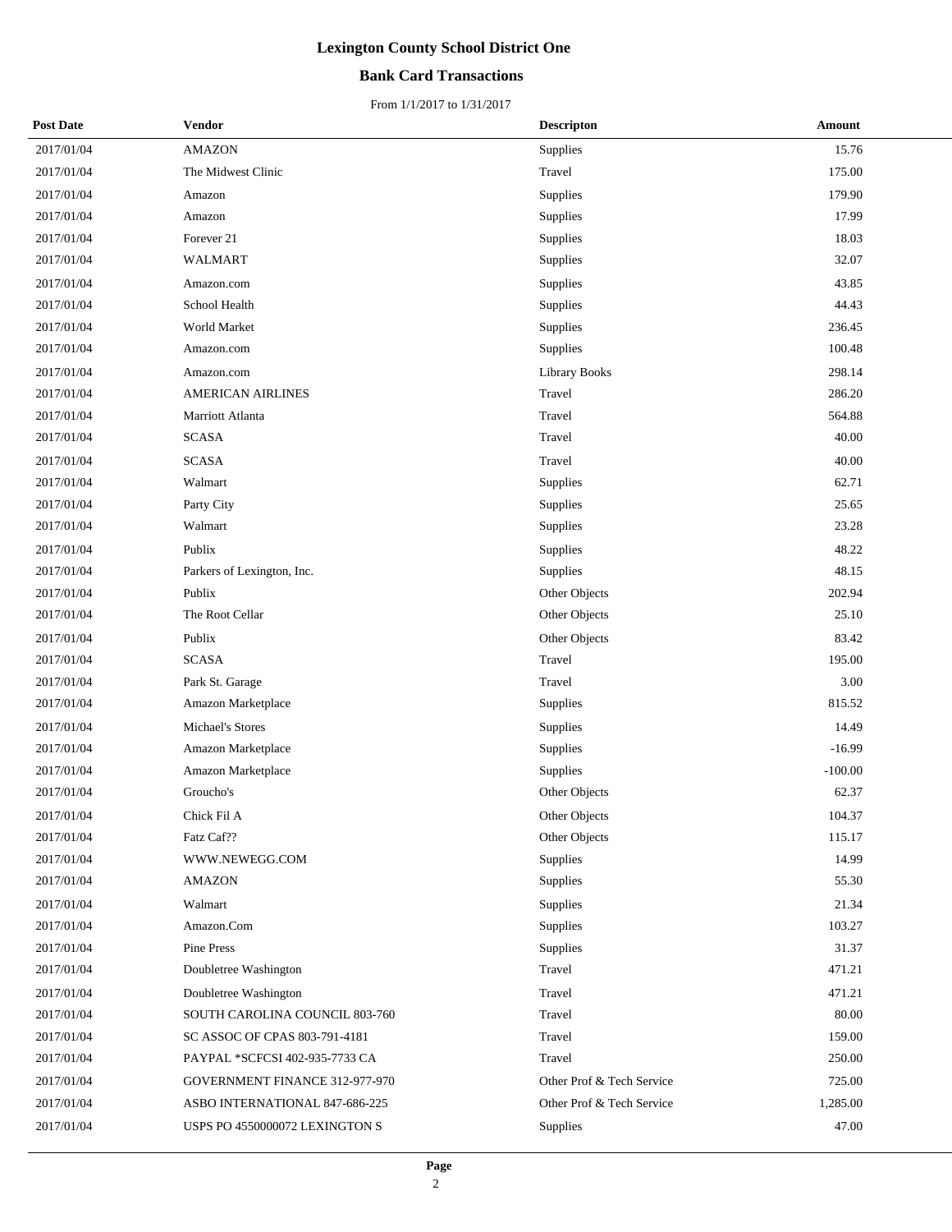# Lexington County School District One

## Bank Card Transactions

From 1/1/2017 to 1/31/2017

| Post Date | Vendor | Descripton | Amount |
|---|---|---|---|
| 2017/01/04 | AMAZON | Supplies | 15.76 |
| 2017/01/04 | The Midwest Clinic | Travel | 175.00 |
| 2017/01/04 | Amazon | Supplies | 179.90 |
| 2017/01/04 | Amazon | Supplies | 17.99 |
| 2017/01/04 | Forever 21 | Supplies | 18.03 |
| 2017/01/04 | WALMART | Supplies | 32.07 |
| 2017/01/04 | Amazon.com | Supplies | 43.85 |
| 2017/01/04 | School Health | Supplies | 44.43 |
| 2017/01/04 | World Market | Supplies | 236.45 |
| 2017/01/04 | Amazon.com | Supplies | 100.48 |
| 2017/01/04 | Amazon.com | Library Books | 298.14 |
| 2017/01/04 | AMERICAN AIRLINES | Travel | 286.20 |
| 2017/01/04 | Marriott Atlanta | Travel | 564.88 |
| 2017/01/04 | SCASA | Travel | 40.00 |
| 2017/01/04 | SCASA | Travel | 40.00 |
| 2017/01/04 | Walmart | Supplies | 62.71 |
| 2017/01/04 | Party City | Supplies | 25.65 |
| 2017/01/04 | Walmart | Supplies | 23.28 |
| 2017/01/04 | Publix | Supplies | 48.22 |
| 2017/01/04 | Parkers of Lexington, Inc. | Supplies | 48.15 |
| 2017/01/04 | Publix | Other Objects | 202.94 |
| 2017/01/04 | The Root Cellar | Other Objects | 25.10 |
| 2017/01/04 | Publix | Other Objects | 83.42 |
| 2017/01/04 | SCASA | Travel | 195.00 |
| 2017/01/04 | Park St. Garage | Travel | 3.00 |
| 2017/01/04 | Amazon Marketplace | Supplies | 815.52 |
| 2017/01/04 | Michael's Stores | Supplies | 14.49 |
| 2017/01/04 | Amazon Marketplace | Supplies | -16.99 |
| 2017/01/04 | Amazon Marketplace | Supplies | -100.00 |
| 2017/01/04 | Groucho's | Other Objects | 62.37 |
| 2017/01/04 | Chick Fil A | Other Objects | 104.37 |
| 2017/01/04 | Fatz Caf?? | Other Objects | 115.17 |
| 2017/01/04 | WWW.NEWEGG.COM | Supplies | 14.99 |
| 2017/01/04 | AMAZON | Supplies | 55.30 |
| 2017/01/04 | Walmart | Supplies | 21.34 |
| 2017/01/04 | Amazon.Com | Supplies | 103.27 |
| 2017/01/04 | Pine Press | Supplies | 31.37 |
| 2017/01/04 | Doubletree Washington | Travel | 471.21 |
| 2017/01/04 | Doubletree Washington | Travel | 471.21 |
| 2017/01/04 | SOUTH CAROLINA COUNCIL 803-760 | Travel | 80.00 |
| 2017/01/04 | SC ASSOC OF CPAS 803-791-4181 | Travel | 159.00 |
| 2017/01/04 | PAYPAL *SCFCSI 402-935-7733 CA | Travel | 250.00 |
| 2017/01/04 | GOVERNMENT FINANCE 312-977-970 | Other Prof & Tech Service | 725.00 |
| 2017/01/04 | ASBO INTERNATIONAL 847-686-225 | Other Prof & Tech Service | 1,285.00 |
| 2017/01/04 | USPS PO 4550000072 LEXINGTON S | Supplies | 47.00 |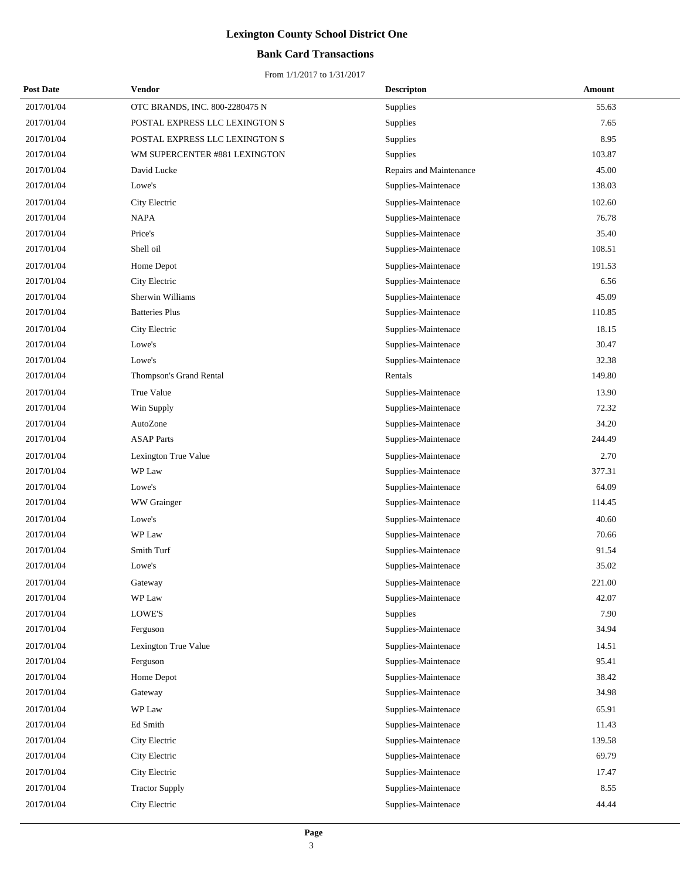# Lexington County School District One

## Bank Card Transactions

From 1/1/2017 to 1/31/2017

| Post Date | Vendor | Descripton | Amount |
|---|---|---|---|
| 2017/01/04 | OTC BRANDS, INC. 800-2280475 N | Supplies | 55.63 |
| 2017/01/04 | POSTAL EXPRESS LLC LEXINGTON S | Supplies | 7.65 |
| 2017/01/04 | POSTAL EXPRESS LLC LEXINGTON S | Supplies | 8.95 |
| 2017/01/04 | WM SUPERCENTER #881 LEXINGTON | Supplies | 103.87 |
| 2017/01/04 | David Lucke | Repairs and Maintenance | 45.00 |
| 2017/01/04 | Lowe's | Supplies-Maintenace | 138.03 |
| 2017/01/04 | City Electric | Supplies-Maintenace | 102.60 |
| 2017/01/04 | NAPA | Supplies-Maintenace | 76.78 |
| 2017/01/04 | Price's | Supplies-Maintenace | 35.40 |
| 2017/01/04 | Shell oil | Supplies-Maintenace | 108.51 |
| 2017/01/04 | Home Depot | Supplies-Maintenace | 191.53 |
| 2017/01/04 | City Electric | Supplies-Maintenace | 6.56 |
| 2017/01/04 | Sherwin Williams | Supplies-Maintenace | 45.09 |
| 2017/01/04 | Batteries Plus | Supplies-Maintenace | 110.85 |
| 2017/01/04 | City Electric | Supplies-Maintenace | 18.15 |
| 2017/01/04 | Lowe's | Supplies-Maintenace | 30.47 |
| 2017/01/04 | Lowe's | Supplies-Maintenace | 32.38 |
| 2017/01/04 | Thompson's Grand Rental | Rentals | 149.80 |
| 2017/01/04 | True Value | Supplies-Maintenace | 13.90 |
| 2017/01/04 | Win Supply | Supplies-Maintenace | 72.32 |
| 2017/01/04 | AutoZone | Supplies-Maintenace | 34.20 |
| 2017/01/04 | ASAP Parts | Supplies-Maintenace | 244.49 |
| 2017/01/04 | Lexington True Value | Supplies-Maintenace | 2.70 |
| 2017/01/04 | WP Law | Supplies-Maintenace | 377.31 |
| 2017/01/04 | Lowe's | Supplies-Maintenace | 64.09 |
| 2017/01/04 | WW Grainger | Supplies-Maintenace | 114.45 |
| 2017/01/04 | Lowe's | Supplies-Maintenace | 40.60 |
| 2017/01/04 | WP Law | Supplies-Maintenace | 70.66 |
| 2017/01/04 | Smith Turf | Supplies-Maintenace | 91.54 |
| 2017/01/04 | Lowe's | Supplies-Maintenace | 35.02 |
| 2017/01/04 | Gateway | Supplies-Maintenace | 221.00 |
| 2017/01/04 | WP Law | Supplies-Maintenace | 42.07 |
| 2017/01/04 | LOWE'S | Supplies | 7.90 |
| 2017/01/04 | Ferguson | Supplies-Maintenace | 34.94 |
| 2017/01/04 | Lexington True Value | Supplies-Maintenace | 14.51 |
| 2017/01/04 | Ferguson | Supplies-Maintenace | 95.41 |
| 2017/01/04 | Home Depot | Supplies-Maintenace | 38.42 |
| 2017/01/04 | Gateway | Supplies-Maintenace | 34.98 |
| 2017/01/04 | WP Law | Supplies-Maintenace | 65.91 |
| 2017/01/04 | Ed Smith | Supplies-Maintenace | 11.43 |
| 2017/01/04 | City Electric | Supplies-Maintenace | 139.58 |
| 2017/01/04 | City Electric | Supplies-Maintenace | 69.79 |
| 2017/01/04 | City Electric | Supplies-Maintenace | 17.47 |
| 2017/01/04 | Tractor Supply | Supplies-Maintenace | 8.55 |
| 2017/01/04 | City Electric | Supplies-Maintenace | 44.44 |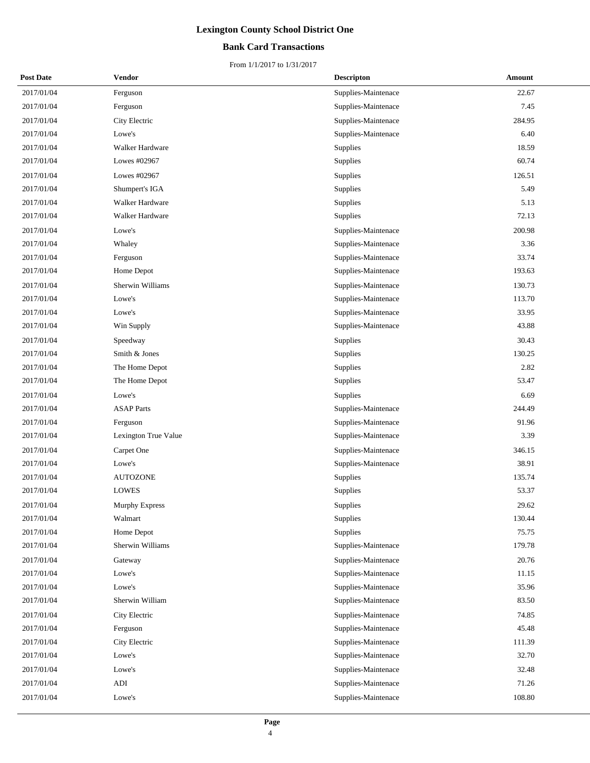# Lexington County School District One

## Bank Card Transactions

From 1/1/2017 to 1/31/2017

| Post Date | Vendor | Descripton | Amount |
|---|---|---|---|
| 2017/01/04 | Ferguson | Supplies-Maintenace | 22.67 |
| 2017/01/04 | Ferguson | Supplies-Maintenace | 7.45 |
| 2017/01/04 | City Electric | Supplies-Maintenace | 284.95 |
| 2017/01/04 | Lowe's | Supplies-Maintenace | 6.40 |
| 2017/01/04 | Walker Hardware | Supplies | 18.59 |
| 2017/01/04 | Lowes #02967 | Supplies | 60.74 |
| 2017/01/04 | Lowes #02967 | Supplies | 126.51 |
| 2017/01/04 | Shumpert's IGA | Supplies | 5.49 |
| 2017/01/04 | Walker Hardware | Supplies | 5.13 |
| 2017/01/04 | Walker Hardware | Supplies | 72.13 |
| 2017/01/04 | Lowe's | Supplies-Maintenace | 200.98 |
| 2017/01/04 | Whaley | Supplies-Maintenace | 3.36 |
| 2017/01/04 | Ferguson | Supplies-Maintenace | 33.74 |
| 2017/01/04 | Home Depot | Supplies-Maintenace | 193.63 |
| 2017/01/04 | Sherwin Williams | Supplies-Maintenace | 130.73 |
| 2017/01/04 | Lowe's | Supplies-Maintenace | 113.70 |
| 2017/01/04 | Lowe's | Supplies-Maintenace | 33.95 |
| 2017/01/04 | Win Supply | Supplies-Maintenace | 43.88 |
| 2017/01/04 | Speedway | Supplies | 30.43 |
| 2017/01/04 | Smith & Jones | Supplies | 130.25 |
| 2017/01/04 | The Home Depot | Supplies | 2.82 |
| 2017/01/04 | The Home Depot | Supplies | 53.47 |
| 2017/01/04 | Lowe's | Supplies | 6.69 |
| 2017/01/04 | ASAP Parts | Supplies-Maintenace | 244.49 |
| 2017/01/04 | Ferguson | Supplies-Maintenace | 91.96 |
| 2017/01/04 | Lexington True Value | Supplies-Maintenace | 3.39 |
| 2017/01/04 | Carpet One | Supplies-Maintenace | 346.15 |
| 2017/01/04 | Lowe's | Supplies-Maintenace | 38.91 |
| 2017/01/04 | AUTOZONE | Supplies | 135.74 |
| 2017/01/04 | LOWES | Supplies | 53.37 |
| 2017/01/04 | Murphy Express | Supplies | 29.62 |
| 2017/01/04 | Walmart | Supplies | 130.44 |
| 2017/01/04 | Home Depot | Supplies | 75.75 |
| 2017/01/04 | Sherwin Williams | Supplies-Maintenace | 179.78 |
| 2017/01/04 | Gateway | Supplies-Maintenace | 20.76 |
| 2017/01/04 | Lowe's | Supplies-Maintenace | 11.15 |
| 2017/01/04 | Lowe's | Supplies-Maintenace | 35.96 |
| 2017/01/04 | Sherwin William | Supplies-Maintenace | 83.50 |
| 2017/01/04 | City Electric | Supplies-Maintenace | 74.85 |
| 2017/01/04 | Ferguson | Supplies-Maintenace | 45.48 |
| 2017/01/04 | City Electric | Supplies-Maintenace | 111.39 |
| 2017/01/04 | Lowe's | Supplies-Maintenace | 32.70 |
| 2017/01/04 | Lowe's | Supplies-Maintenace | 32.48 |
| 2017/01/04 | ADI | Supplies-Maintenace | 71.26 |
| 2017/01/04 | Lowe's | Supplies-Maintenace | 108.80 |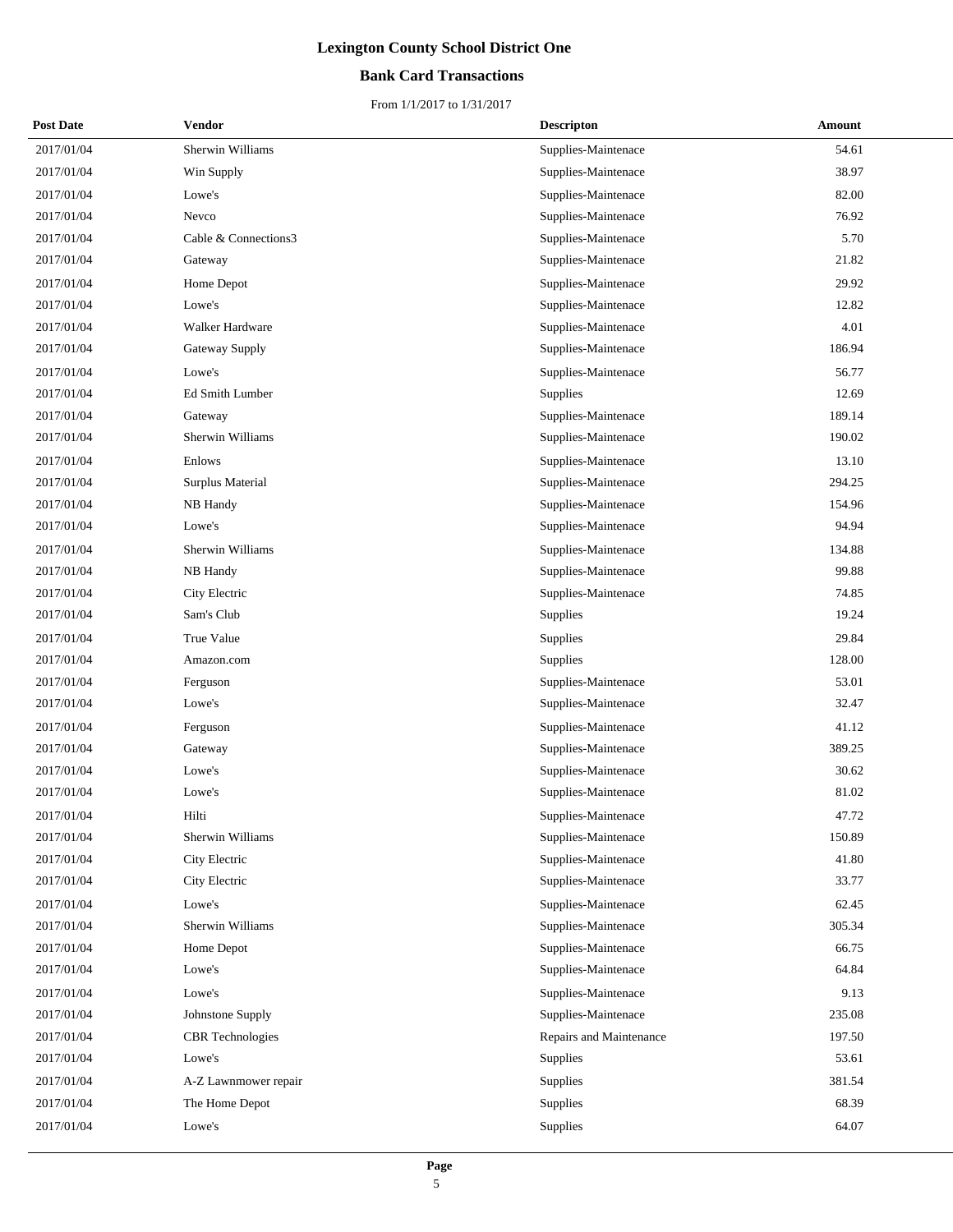# Lexington County School District One

## Bank Card Transactions

From 1/1/2017 to 1/31/2017

| Post Date | Vendor | Descripton | Amount |
|---|---|---|---|
| 2017/01/04 | Sherwin Williams | Supplies-Maintenace | 54.61 |
| 2017/01/04 | Win Supply | Supplies-Maintenace | 38.97 |
| 2017/01/04 | Lowe's | Supplies-Maintenace | 82.00 |
| 2017/01/04 | Nevco | Supplies-Maintenace | 76.92 |
| 2017/01/04 | Cable & Connections3 | Supplies-Maintenace | 5.70 |
| 2017/01/04 | Gateway | Supplies-Maintenace | 21.82 |
| 2017/01/04 | Home Depot | Supplies-Maintenace | 29.92 |
| 2017/01/04 | Lowe's | Supplies-Maintenace | 12.82 |
| 2017/01/04 | Walker Hardware | Supplies-Maintenace | 4.01 |
| 2017/01/04 | Gateway Supply | Supplies-Maintenace | 186.94 |
| 2017/01/04 | Lowe's | Supplies-Maintenace | 56.77 |
| 2017/01/04 | Ed Smith Lumber | Supplies | 12.69 |
| 2017/01/04 | Gateway | Supplies-Maintenace | 189.14 |
| 2017/01/04 | Sherwin Williams | Supplies-Maintenace | 190.02 |
| 2017/01/04 | Enlows | Supplies-Maintenace | 13.10 |
| 2017/01/04 | Surplus Material | Supplies-Maintenace | 294.25 |
| 2017/01/04 | NB Handy | Supplies-Maintenace | 154.96 |
| 2017/01/04 | Lowe's | Supplies-Maintenace | 94.94 |
| 2017/01/04 | Sherwin Williams | Supplies-Maintenace | 134.88 |
| 2017/01/04 | NB Handy | Supplies-Maintenace | 99.88 |
| 2017/01/04 | City Electric | Supplies-Maintenace | 74.85 |
| 2017/01/04 | Sam's Club | Supplies | 19.24 |
| 2017/01/04 | True Value | Supplies | 29.84 |
| 2017/01/04 | Amazon.com | Supplies | 128.00 |
| 2017/01/04 | Ferguson | Supplies-Maintenace | 53.01 |
| 2017/01/04 | Lowe's | Supplies-Maintenace | 32.47 |
| 2017/01/04 | Ferguson | Supplies-Maintenace | 41.12 |
| 2017/01/04 | Gateway | Supplies-Maintenace | 389.25 |
| 2017/01/04 | Lowe's | Supplies-Maintenace | 30.62 |
| 2017/01/04 | Lowe's | Supplies-Maintenace | 81.02 |
| 2017/01/04 | Hilti | Supplies-Maintenace | 47.72 |
| 2017/01/04 | Sherwin Williams | Supplies-Maintenace | 150.89 |
| 2017/01/04 | City Electric | Supplies-Maintenace | 41.80 |
| 2017/01/04 | City Electric | Supplies-Maintenace | 33.77 |
| 2017/01/04 | Lowe's | Supplies-Maintenace | 62.45 |
| 2017/01/04 | Sherwin Williams | Supplies-Maintenace | 305.34 |
| 2017/01/04 | Home Depot | Supplies-Maintenace | 66.75 |
| 2017/01/04 | Lowe's | Supplies-Maintenace | 64.84 |
| 2017/01/04 | Lowe's | Supplies-Maintenace | 9.13 |
| 2017/01/04 | Johnstone Supply | Supplies-Maintenace | 235.08 |
| 2017/01/04 | CBR Technologies | Repairs and Maintenance | 197.50 |
| 2017/01/04 | Lowe's | Supplies | 53.61 |
| 2017/01/04 | A-Z Lawnmower repair | Supplies | 381.54 |
| 2017/01/04 | The Home Depot | Supplies | 68.39 |
| 2017/01/04 | Lowe's | Supplies | 64.07 |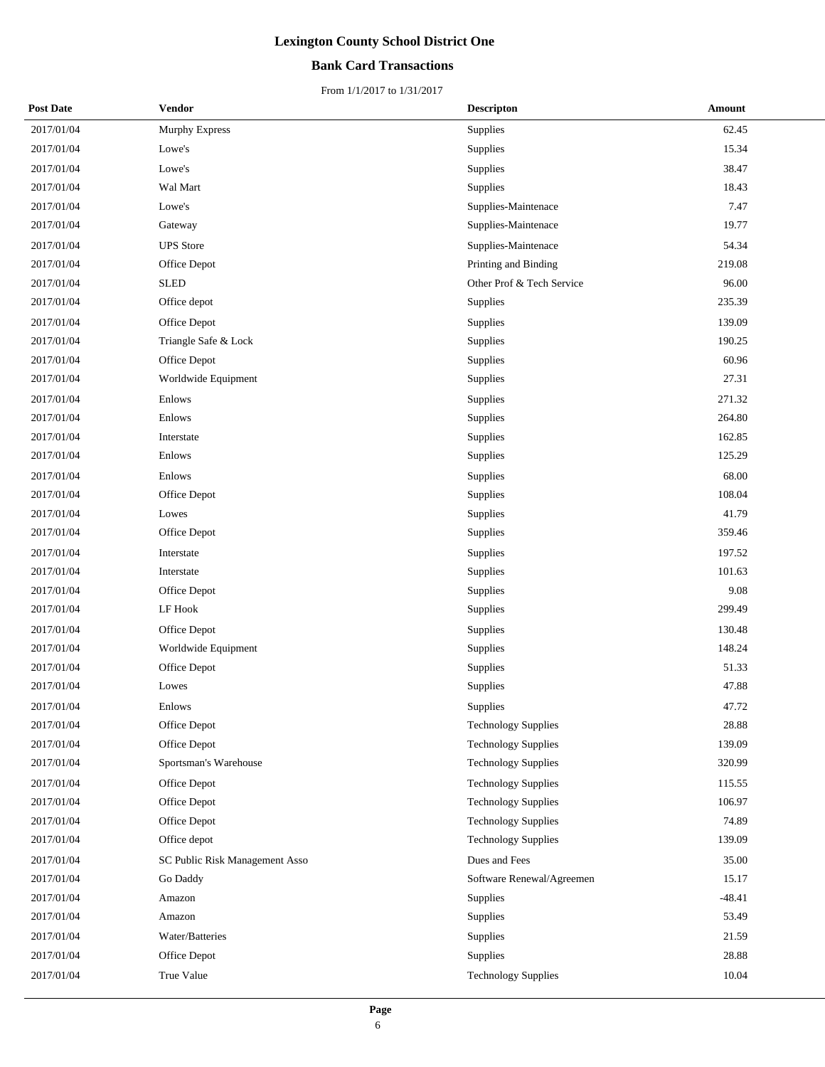# Lexington County School District One

## Bank Card Transactions

From 1/1/2017 to 1/31/2017

| Post Date | Vendor | Descripton | Amount |
|---|---|---|---|
| 2017/01/04 | Murphy Express | Supplies | 62.45 |
| 2017/01/04 | Lowe's | Supplies | 15.34 |
| 2017/01/04 | Lowe's | Supplies | 38.47 |
| 2017/01/04 | Wal Mart | Supplies | 18.43 |
| 2017/01/04 | Lowe's | Supplies-Maintenace | 7.47 |
| 2017/01/04 | Gateway | Supplies-Maintenace | 19.77 |
| 2017/01/04 | UPS Store | Supplies-Maintenace | 54.34 |
| 2017/01/04 | Office Depot | Printing and Binding | 219.08 |
| 2017/01/04 | SLED | Other Prof & Tech Service | 96.00 |
| 2017/01/04 | Office depot | Supplies | 235.39 |
| 2017/01/04 | Office Depot | Supplies | 139.09 |
| 2017/01/04 | Triangle Safe & Lock | Supplies | 190.25 |
| 2017/01/04 | Office Depot | Supplies | 60.96 |
| 2017/01/04 | Worldwide Equipment | Supplies | 27.31 |
| 2017/01/04 | Enlows | Supplies | 271.32 |
| 2017/01/04 | Enlows | Supplies | 264.80 |
| 2017/01/04 | Interstate | Supplies | 162.85 |
| 2017/01/04 | Enlows | Supplies | 125.29 |
| 2017/01/04 | Enlows | Supplies | 68.00 |
| 2017/01/04 | Office Depot | Supplies | 108.04 |
| 2017/01/04 | Lowes | Supplies | 41.79 |
| 2017/01/04 | Office Depot | Supplies | 359.46 |
| 2017/01/04 | Interstate | Supplies | 197.52 |
| 2017/01/04 | Interstate | Supplies | 101.63 |
| 2017/01/04 | Office Depot | Supplies | 9.08 |
| 2017/01/04 | LF Hook | Supplies | 299.49 |
| 2017/01/04 | Office Depot | Supplies | 130.48 |
| 2017/01/04 | Worldwide Equipment | Supplies | 148.24 |
| 2017/01/04 | Office Depot | Supplies | 51.33 |
| 2017/01/04 | Lowes | Supplies | 47.88 |
| 2017/01/04 | Enlows | Supplies | 47.72 |
| 2017/01/04 | Office Depot | Technology Supplies | 28.88 |
| 2017/01/04 | Office Depot | Technology Supplies | 139.09 |
| 2017/01/04 | Sportsman's Warehouse | Technology Supplies | 320.99 |
| 2017/01/04 | Office Depot | Technology Supplies | 115.55 |
| 2017/01/04 | Office Depot | Technology Supplies | 106.97 |
| 2017/01/04 | Office Depot | Technology Supplies | 74.89 |
| 2017/01/04 | Office depot | Technology Supplies | 139.09 |
| 2017/01/04 | SC Public Risk Management Asso | Dues and Fees | 35.00 |
| 2017/01/04 | Go Daddy | Software Renewal/Agreemen | 15.17 |
| 2017/01/04 | Amazon | Supplies | -48.41 |
| 2017/01/04 | Amazon | Supplies | 53.49 |
| 2017/01/04 | Water/Batteries | Supplies | 21.59 |
| 2017/01/04 | Office Depot | Supplies | 28.88 |
| 2017/01/04 | True Value | Technology Supplies | 10.04 |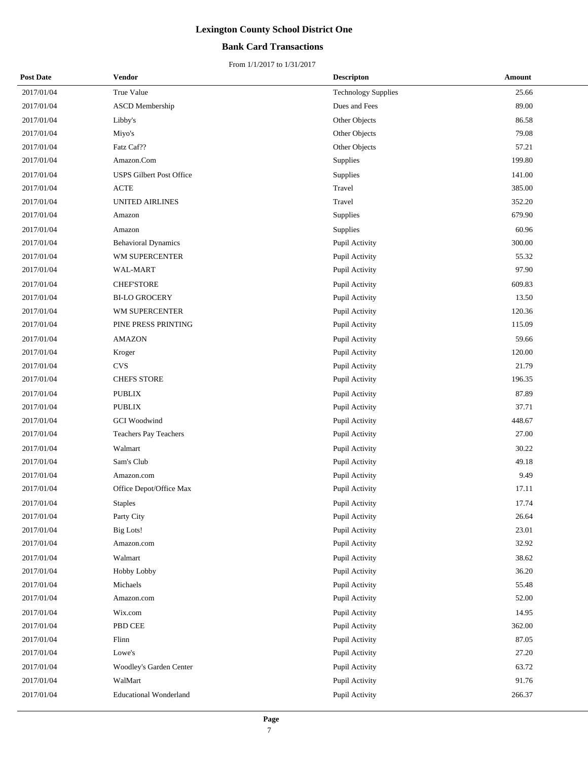# Lexington County School District One

## Bank Card Transactions

From 1/1/2017 to 1/31/2017

| Post Date | Vendor | Descripton | Amount |
|---|---|---|---|
| 2017/01/04 | True Value | Technology Supplies | 25.66 |
| 2017/01/04 | ASCD Membership | Dues and Fees | 89.00 |
| 2017/01/04 | Libby's | Other Objects | 86.58 |
| 2017/01/04 | Miyo's | Other Objects | 79.08 |
| 2017/01/04 | Fatz Caf?? | Other Objects | 57.21 |
| 2017/01/04 | Amazon.Com | Supplies | 199.80 |
| 2017/01/04 | USPS Gilbert Post Office | Supplies | 141.00 |
| 2017/01/04 | ACTE | Travel | 385.00 |
| 2017/01/04 | UNITED AIRLINES | Travel | 352.20 |
| 2017/01/04 | Amazon | Supplies | 679.90 |
| 2017/01/04 | Amazon | Supplies | 60.96 |
| 2017/01/04 | Behavioral Dynamics | Pupil Activity | 300.00 |
| 2017/01/04 | WM SUPERCENTER | Pupil Activity | 55.32 |
| 2017/01/04 | WAL-MART | Pupil Activity | 97.90 |
| 2017/01/04 | CHEF'STORE | Pupil Activity | 609.83 |
| 2017/01/04 | BI-LO GROCERY | Pupil Activity | 13.50 |
| 2017/01/04 | WM SUPERCENTER | Pupil Activity | 120.36 |
| 2017/01/04 | PINE PRESS PRINTING | Pupil Activity | 115.09 |
| 2017/01/04 | AMAZON | Pupil Activity | 59.66 |
| 2017/01/04 | Kroger | Pupil Activity | 120.00 |
| 2017/01/04 | CVS | Pupil Activity | 21.79 |
| 2017/01/04 | CHEFS STORE | Pupil Activity | 196.35 |
| 2017/01/04 | PUBLIX | Pupil Activity | 87.89 |
| 2017/01/04 | PUBLIX | Pupil Activity | 37.71 |
| 2017/01/04 | GCI Woodwind | Pupil Activity | 448.67 |
| 2017/01/04 | Teachers Pay Teachers | Pupil Activity | 27.00 |
| 2017/01/04 | Walmart | Pupil Activity | 30.22 |
| 2017/01/04 | Sam's Club | Pupil Activity | 49.18 |
| 2017/01/04 | Amazon.com | Pupil Activity | 9.49 |
| 2017/01/04 | Office Depot/Office Max | Pupil Activity | 17.11 |
| 2017/01/04 | Staples | Pupil Activity | 17.74 |
| 2017/01/04 | Party City | Pupil Activity | 26.64 |
| 2017/01/04 | Big Lots! | Pupil Activity | 23.01 |
| 2017/01/04 | Amazon.com | Pupil Activity | 32.92 |
| 2017/01/04 | Walmart | Pupil Activity | 38.62 |
| 2017/01/04 | Hobby Lobby | Pupil Activity | 36.20 |
| 2017/01/04 | Michaels | Pupil Activity | 55.48 |
| 2017/01/04 | Amazon.com | Pupil Activity | 52.00 |
| 2017/01/04 | Wix.com | Pupil Activity | 14.95 |
| 2017/01/04 | PBD CEE | Pupil Activity | 362.00 |
| 2017/01/04 | Flinn | Pupil Activity | 87.05 |
| 2017/01/04 | Lowe's | Pupil Activity | 27.20 |
| 2017/01/04 | Woodley's Garden Center | Pupil Activity | 63.72 |
| 2017/01/04 | WalMart | Pupil Activity | 91.76 |
| 2017/01/04 | Educational Wonderland | Pupil Activity | 266.37 |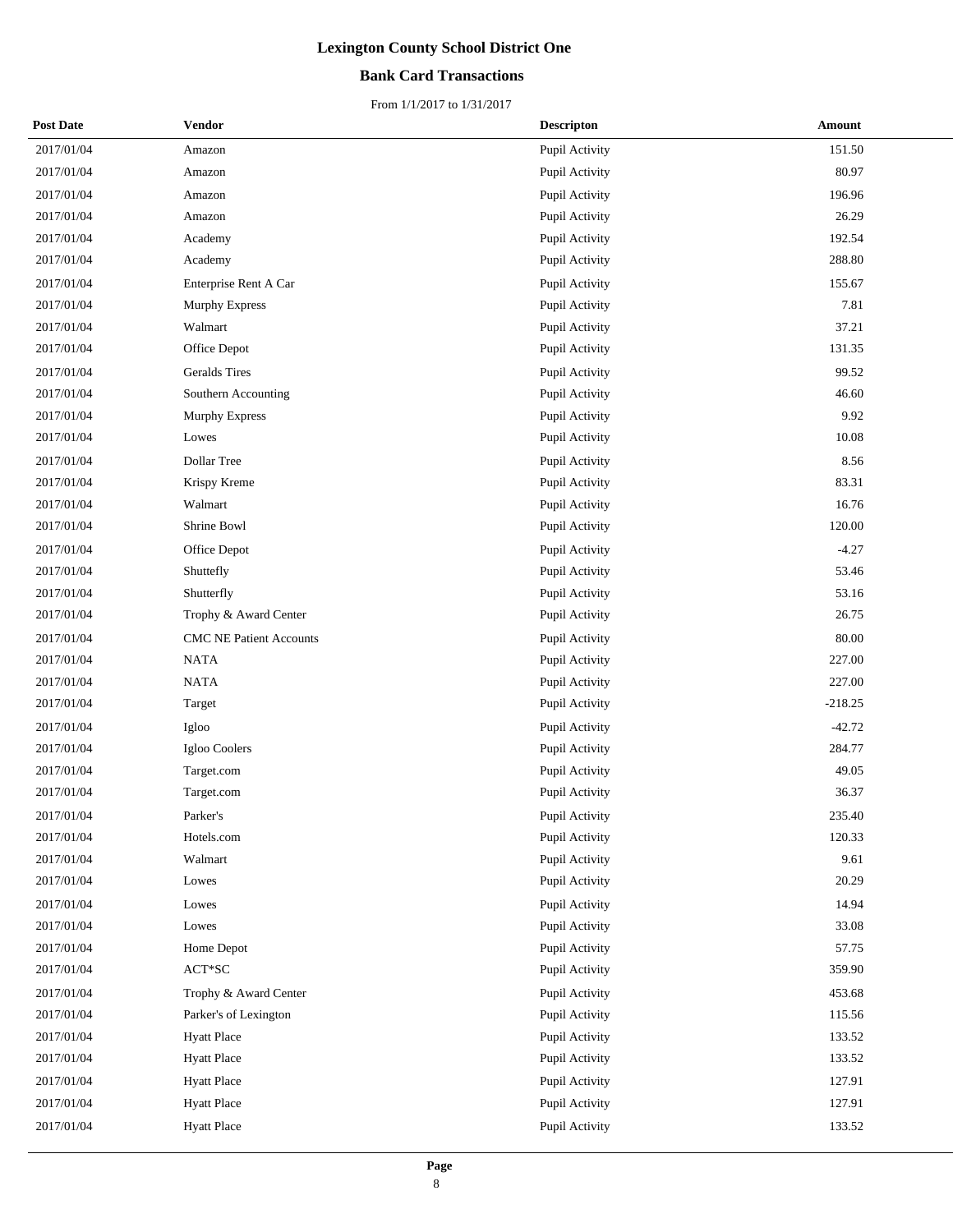# Lexington County School District One

## Bank Card Transactions

From 1/1/2017 to 1/31/2017

| Post Date | Vendor | Descripton | Amount |
|---|---|---|---|
| 2017/01/04 | Amazon | Pupil Activity | 151.50 |
| 2017/01/04 | Amazon | Pupil Activity | 80.97 |
| 2017/01/04 | Amazon | Pupil Activity | 196.96 |
| 2017/01/04 | Amazon | Pupil Activity | 26.29 |
| 2017/01/04 | Academy | Pupil Activity | 192.54 |
| 2017/01/04 | Academy | Pupil Activity | 288.80 |
| 2017/01/04 | Enterprise Rent A Car | Pupil Activity | 155.67 |
| 2017/01/04 | Murphy Express | Pupil Activity | 7.81 |
| 2017/01/04 | Walmart | Pupil Activity | 37.21 |
| 2017/01/04 | Office Depot | Pupil Activity | 131.35 |
| 2017/01/04 | Geralds Tires | Pupil Activity | 99.52 |
| 2017/01/04 | Southern Accounting | Pupil Activity | 46.60 |
| 2017/01/04 | Murphy Express | Pupil Activity | 9.92 |
| 2017/01/04 | Lowes | Pupil Activity | 10.08 |
| 2017/01/04 | Dollar Tree | Pupil Activity | 8.56 |
| 2017/01/04 | Krispy Kreme | Pupil Activity | 83.31 |
| 2017/01/04 | Walmart | Pupil Activity | 16.76 |
| 2017/01/04 | Shrine Bowl | Pupil Activity | 120.00 |
| 2017/01/04 | Office Depot | Pupil Activity | -4.27 |
| 2017/01/04 | Shuttefly | Pupil Activity | 53.46 |
| 2017/01/04 | Shutterfly | Pupil Activity | 53.16 |
| 2017/01/04 | Trophy & Award Center | Pupil Activity | 26.75 |
| 2017/01/04 | CMC NE Patient Accounts | Pupil Activity | 80.00 |
| 2017/01/04 | NATA | Pupil Activity | 227.00 |
| 2017/01/04 | NATA | Pupil Activity | 227.00 |
| 2017/01/04 | Target | Pupil Activity | -218.25 |
| 2017/01/04 | Igloo | Pupil Activity | -42.72 |
| 2017/01/04 | Igloo Coolers | Pupil Activity | 284.77 |
| 2017/01/04 | Target.com | Pupil Activity | 49.05 |
| 2017/01/04 | Target.com | Pupil Activity | 36.37 |
| 2017/01/04 | Parker's | Pupil Activity | 235.40 |
| 2017/01/04 | Hotels.com | Pupil Activity | 120.33 |
| 2017/01/04 | Walmart | Pupil Activity | 9.61 |
| 2017/01/04 | Lowes | Pupil Activity | 20.29 |
| 2017/01/04 | Lowes | Pupil Activity | 14.94 |
| 2017/01/04 | Lowes | Pupil Activity | 33.08 |
| 2017/01/04 | Home Depot | Pupil Activity | 57.75 |
| 2017/01/04 | ACT*SC | Pupil Activity | 359.90 |
| 2017/01/04 | Trophy & Award Center | Pupil Activity | 453.68 |
| 2017/01/04 | Parker's of Lexington | Pupil Activity | 115.56 |
| 2017/01/04 | Hyatt Place | Pupil Activity | 133.52 |
| 2017/01/04 | Hyatt Place | Pupil Activity | 133.52 |
| 2017/01/04 | Hyatt Place | Pupil Activity | 127.91 |
| 2017/01/04 | Hyatt Place | Pupil Activity | 127.91 |
| 2017/01/04 | Hyatt Place | Pupil Activity | 133.52 |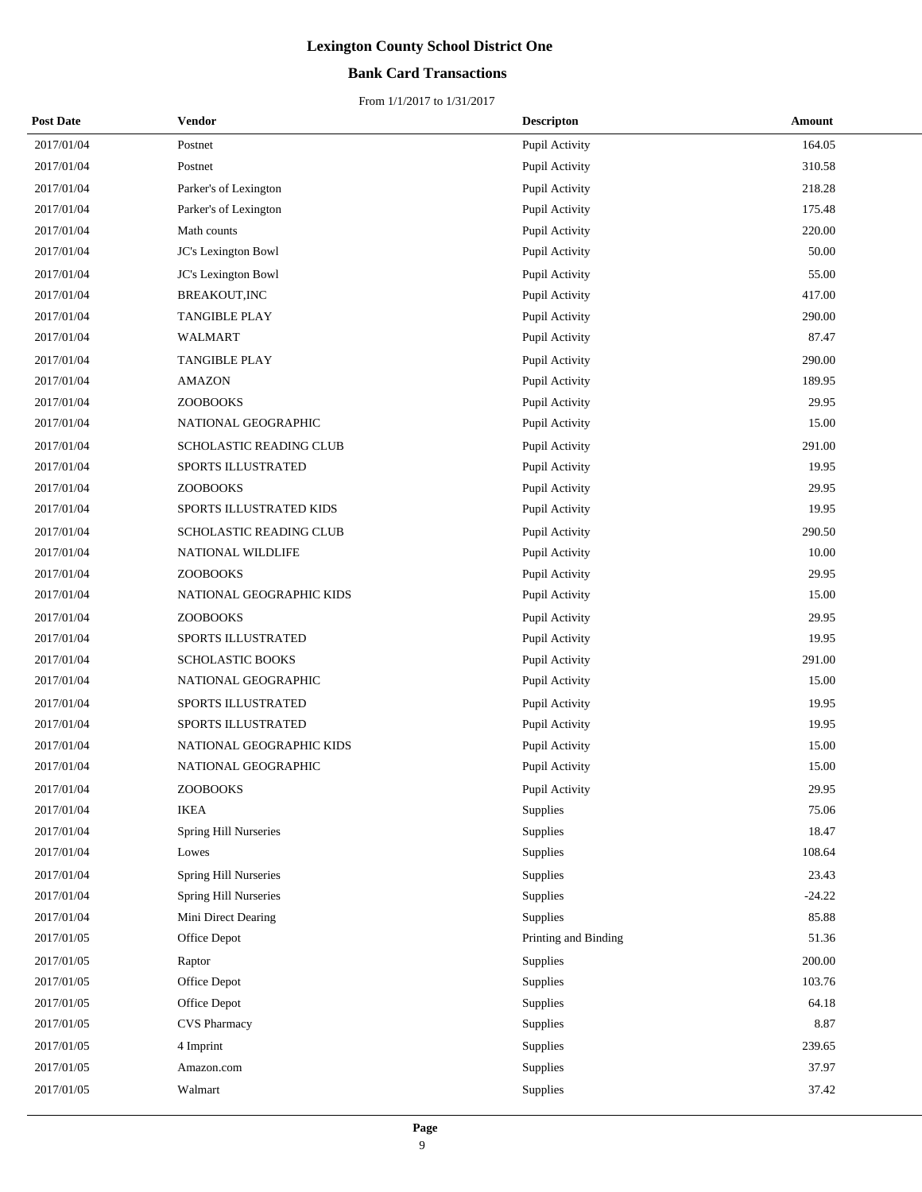# Lexington County School District One

## Bank Card Transactions

From 1/1/2017 to 1/31/2017

| Post Date | Vendor | Descripton | Amount |
|---|---|---|---|
| 2017/01/04 | Postnet | Pupil Activity | 164.05 |
| 2017/01/04 | Postnet | Pupil Activity | 310.58 |
| 2017/01/04 | Parker's of Lexington | Pupil Activity | 218.28 |
| 2017/01/04 | Parker's of Lexington | Pupil Activity | 175.48 |
| 2017/01/04 | Math counts | Pupil Activity | 220.00 |
| 2017/01/04 | JC's Lexington Bowl | Pupil Activity | 50.00 |
| 2017/01/04 | JC's Lexington Bowl | Pupil Activity | 55.00 |
| 2017/01/04 | BREAKOUT,INC | Pupil Activity | 417.00 |
| 2017/01/04 | TANGIBLE PLAY | Pupil Activity | 290.00 |
| 2017/01/04 | WALMART | Pupil Activity | 87.47 |
| 2017/01/04 | TANGIBLE PLAY | Pupil Activity | 290.00 |
| 2017/01/04 | AMAZON | Pupil Activity | 189.95 |
| 2017/01/04 | ZOOBOOKS | Pupil Activity | 29.95 |
| 2017/01/04 | NATIONAL GEOGRAPHIC | Pupil Activity | 15.00 |
| 2017/01/04 | SCHOLASTIC READING CLUB | Pupil Activity | 291.00 |
| 2017/01/04 | SPORTS ILLUSTRATED | Pupil Activity | 19.95 |
| 2017/01/04 | ZOOBOOKS | Pupil Activity | 29.95 |
| 2017/01/04 | SPORTS ILLUSTRATED KIDS | Pupil Activity | 19.95 |
| 2017/01/04 | SCHOLASTIC READING CLUB | Pupil Activity | 290.50 |
| 2017/01/04 | NATIONAL WILDLIFE | Pupil Activity | 10.00 |
| 2017/01/04 | ZOOBOOKS | Pupil Activity | 29.95 |
| 2017/01/04 | NATIONAL GEOGRAPHIC KIDS | Pupil Activity | 15.00 |
| 2017/01/04 | ZOOBOOKS | Pupil Activity | 29.95 |
| 2017/01/04 | SPORTS ILLUSTRATED | Pupil Activity | 19.95 |
| 2017/01/04 | SCHOLASTIC BOOKS | Pupil Activity | 291.00 |
| 2017/01/04 | NATIONAL GEOGRAPHIC | Pupil Activity | 15.00 |
| 2017/01/04 | SPORTS ILLUSTRATED | Pupil Activity | 19.95 |
| 2017/01/04 | SPORTS ILLUSTRATED | Pupil Activity | 19.95 |
| 2017/01/04 | NATIONAL GEOGRAPHIC KIDS | Pupil Activity | 15.00 |
| 2017/01/04 | NATIONAL GEOGRAPHIC | Pupil Activity | 15.00 |
| 2017/01/04 | ZOOBOOKS | Pupil Activity | 29.95 |
| 2017/01/04 | IKEA | Supplies | 75.06 |
| 2017/01/04 | Spring Hill Nurseries | Supplies | 18.47 |
| 2017/01/04 | Lowes | Supplies | 108.64 |
| 2017/01/04 | Spring Hill Nurseries | Supplies | 23.43 |
| 2017/01/04 | Spring Hill Nurseries | Supplies | -24.22 |
| 2017/01/04 | Mini Direct Dearing | Supplies | 85.88 |
| 2017/01/05 | Office Depot | Printing and Binding | 51.36 |
| 2017/01/05 | Raptor | Supplies | 200.00 |
| 2017/01/05 | Office Depot | Supplies | 103.76 |
| 2017/01/05 | Office Depot | Supplies | 64.18 |
| 2017/01/05 | CVS Pharmacy | Supplies | 8.87 |
| 2017/01/05 | 4 Imprint | Supplies | 239.65 |
| 2017/01/05 | Amazon.com | Supplies | 37.97 |
| 2017/01/05 | Walmart | Supplies | 37.42 |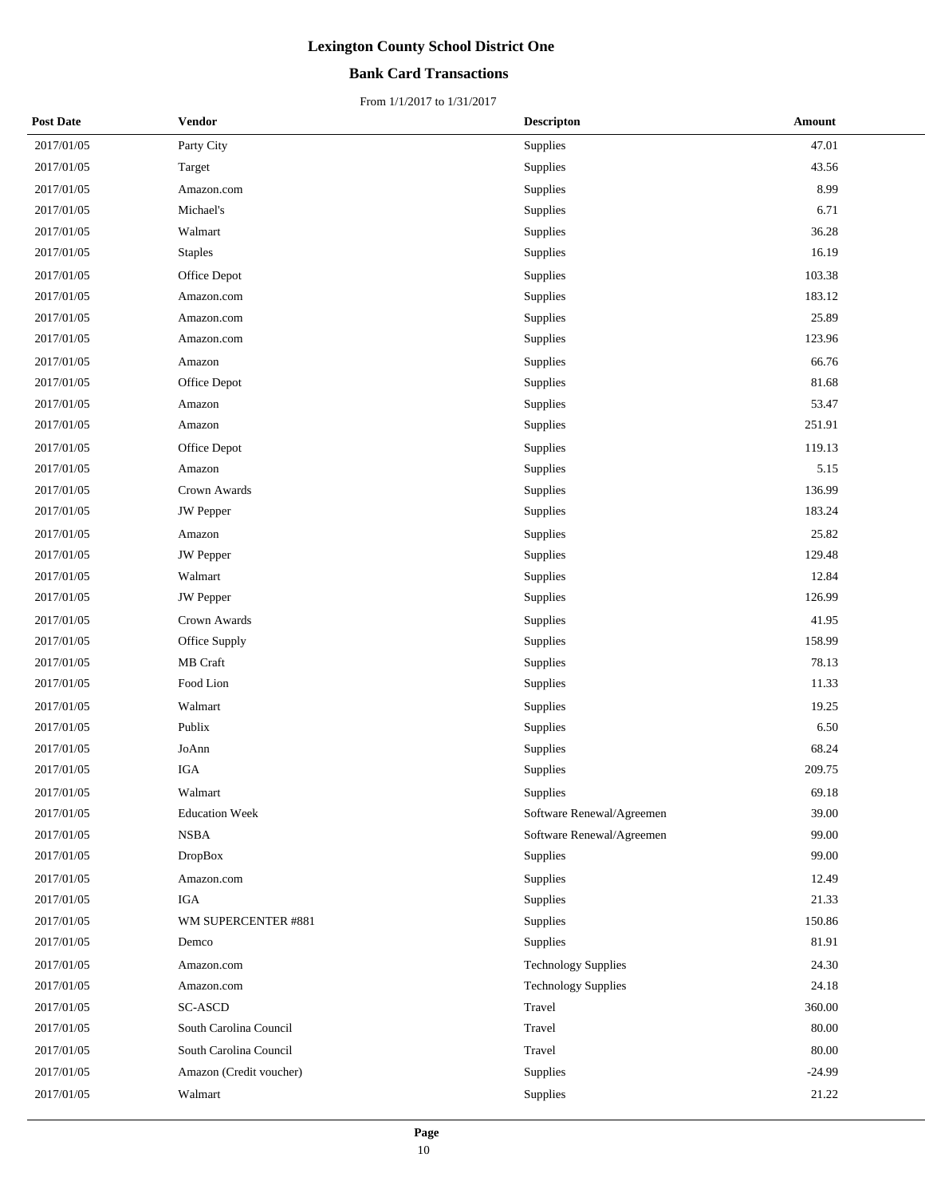# Lexington County School District One

## Bank Card Transactions

From 1/1/2017 to 1/31/2017

| Post Date | Vendor | Descripton | Amount |
|---|---|---|---|
| 2017/01/05 | Party City | Supplies | 47.01 |
| 2017/01/05 | Target | Supplies | 43.56 |
| 2017/01/05 | Amazon.com | Supplies | 8.99 |
| 2017/01/05 | Michael's | Supplies | 6.71 |
| 2017/01/05 | Walmart | Supplies | 36.28 |
| 2017/01/05 | Staples | Supplies | 16.19 |
| 2017/01/05 | Office Depot | Supplies | 103.38 |
| 2017/01/05 | Amazon.com | Supplies | 183.12 |
| 2017/01/05 | Amazon.com | Supplies | 25.89 |
| 2017/01/05 | Amazon.com | Supplies | 123.96 |
| 2017/01/05 | Amazon | Supplies | 66.76 |
| 2017/01/05 | Office Depot | Supplies | 81.68 |
| 2017/01/05 | Amazon | Supplies | 53.47 |
| 2017/01/05 | Amazon | Supplies | 251.91 |
| 2017/01/05 | Office Depot | Supplies | 119.13 |
| 2017/01/05 | Amazon | Supplies | 5.15 |
| 2017/01/05 | Crown Awards | Supplies | 136.99 |
| 2017/01/05 | JW Pepper | Supplies | 183.24 |
| 2017/01/05 | Amazon | Supplies | 25.82 |
| 2017/01/05 | JW Pepper | Supplies | 129.48 |
| 2017/01/05 | Walmart | Supplies | 12.84 |
| 2017/01/05 | JW Pepper | Supplies | 126.99 |
| 2017/01/05 | Crown Awards | Supplies | 41.95 |
| 2017/01/05 | Office Supply | Supplies | 158.99 |
| 2017/01/05 | MB Craft | Supplies | 78.13 |
| 2017/01/05 | Food Lion | Supplies | 11.33 |
| 2017/01/05 | Walmart | Supplies | 19.25 |
| 2017/01/05 | Publix | Supplies | 6.50 |
| 2017/01/05 | JoAnn | Supplies | 68.24 |
| 2017/01/05 | IGA | Supplies | 209.75 |
| 2017/01/05 | Walmart | Supplies | 69.18 |
| 2017/01/05 | Education Week | Software Renewal/Agreemen | 39.00 |
| 2017/01/05 | NSBA | Software Renewal/Agreemen | 99.00 |
| 2017/01/05 | DropBox | Supplies | 99.00 |
| 2017/01/05 | Amazon.com | Supplies | 12.49 |
| 2017/01/05 | IGA | Supplies | 21.33 |
| 2017/01/05 | WM SUPERCENTER #881 | Supplies | 150.86 |
| 2017/01/05 | Demco | Supplies | 81.91 |
| 2017/01/05 | Amazon.com | Technology Supplies | 24.30 |
| 2017/01/05 | Amazon.com | Technology Supplies | 24.18 |
| 2017/01/05 | SC-ASCD | Travel | 360.00 |
| 2017/01/05 | South Carolina Council | Travel | 80.00 |
| 2017/01/05 | South Carolina Council | Travel | 80.00 |
| 2017/01/05 | Amazon (Credit voucher) | Supplies | -24.99 |
| 2017/01/05 | Walmart | Supplies | 21.22 |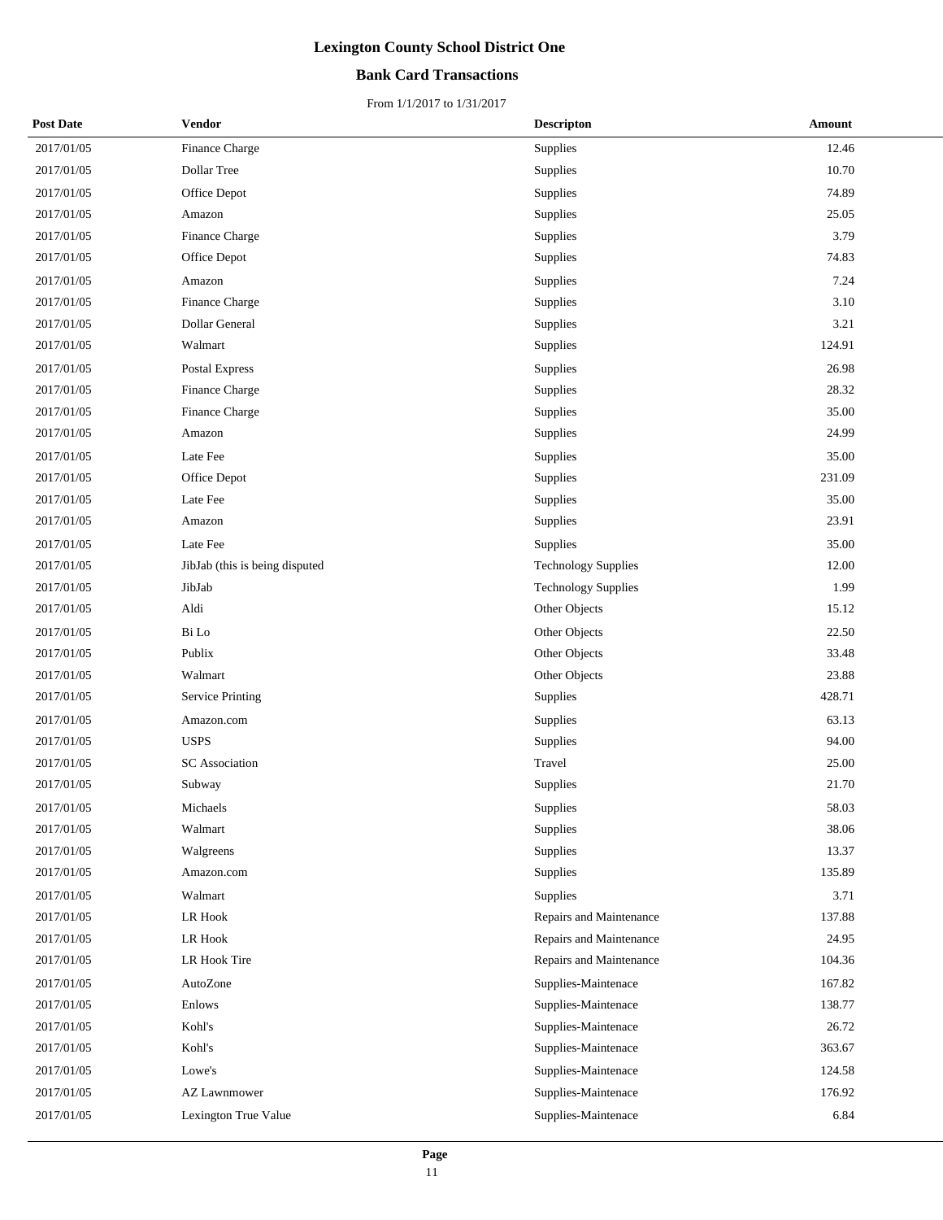# Lexington County School District One

## Bank Card Transactions

From 1/1/2017 to 1/31/2017

| Post Date | Vendor | Descripton | Amount |
|---|---|---|---|
| 2017/01/05 | Finance Charge | Supplies | 12.46 |
| 2017/01/05 | Dollar Tree | Supplies | 10.70 |
| 2017/01/05 | Office Depot | Supplies | 74.89 |
| 2017/01/05 | Amazon | Supplies | 25.05 |
| 2017/01/05 | Finance Charge | Supplies | 3.79 |
| 2017/01/05 | Office Depot | Supplies | 74.83 |
| 2017/01/05 | Amazon | Supplies | 7.24 |
| 2017/01/05 | Finance Charge | Supplies | 3.10 |
| 2017/01/05 | Dollar General | Supplies | 3.21 |
| 2017/01/05 | Walmart | Supplies | 124.91 |
| 2017/01/05 | Postal Express | Supplies | 26.98 |
| 2017/01/05 | Finance Charge | Supplies | 28.32 |
| 2017/01/05 | Finance Charge | Supplies | 35.00 |
| 2017/01/05 | Amazon | Supplies | 24.99 |
| 2017/01/05 | Late Fee | Supplies | 35.00 |
| 2017/01/05 | Office Depot | Supplies | 231.09 |
| 2017/01/05 | Late Fee | Supplies | 35.00 |
| 2017/01/05 | Amazon | Supplies | 23.91 |
| 2017/01/05 | Late Fee | Supplies | 35.00 |
| 2017/01/05 | JibJab (this is being disputed | Technology Supplies | 12.00 |
| 2017/01/05 | JibJab | Technology Supplies | 1.99 |
| 2017/01/05 | Aldi | Other Objects | 15.12 |
| 2017/01/05 | Bi Lo | Other Objects | 22.50 |
| 2017/01/05 | Publix | Other Objects | 33.48 |
| 2017/01/05 | Walmart | Other Objects | 23.88 |
| 2017/01/05 | Service Printing | Supplies | 428.71 |
| 2017/01/05 | Amazon.com | Supplies | 63.13 |
| 2017/01/05 | USPS | Supplies | 94.00 |
| 2017/01/05 | SC Association | Travel | 25.00 |
| 2017/01/05 | Subway | Supplies | 21.70 |
| 2017/01/05 | Michaels | Supplies | 58.03 |
| 2017/01/05 | Walmart | Supplies | 38.06 |
| 2017/01/05 | Walgreens | Supplies | 13.37 |
| 2017/01/05 | Amazon.com | Supplies | 135.89 |
| 2017/01/05 | Walmart | Supplies | 3.71 |
| 2017/01/05 | LR Hook | Repairs and Maintenance | 137.88 |
| 2017/01/05 | LR Hook | Repairs and Maintenance | 24.95 |
| 2017/01/05 | LR Hook Tire | Repairs and Maintenance | 104.36 |
| 2017/01/05 | AutoZone | Supplies-Maintenace | 167.82 |
| 2017/01/05 | Enlows | Supplies-Maintenace | 138.77 |
| 2017/01/05 | Kohl's | Supplies-Maintenace | 26.72 |
| 2017/01/05 | Kohl's | Supplies-Maintenace | 363.67 |
| 2017/01/05 | Lowe's | Supplies-Maintenace | 124.58 |
| 2017/01/05 | AZ Lawnmower | Supplies-Maintenace | 176.92 |
| 2017/01/05 | Lexington True Value | Supplies-Maintenace | 6.84 |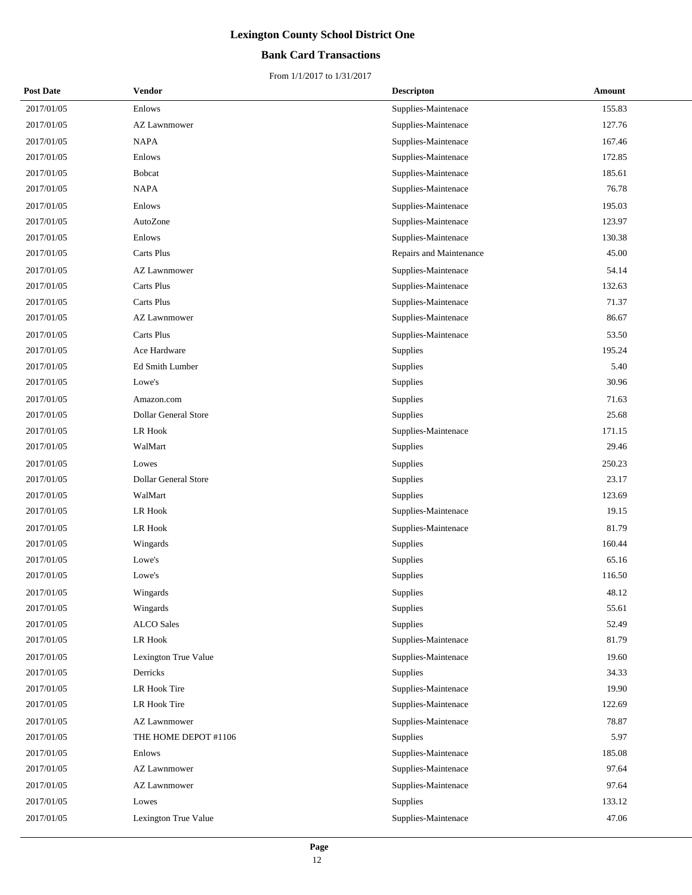# Lexington County School District One

## Bank Card Transactions

From 1/1/2017 to 1/31/2017

| Post Date | Vendor | Descripton | Amount |
|---|---|---|---|
| 2017/01/05 | Enlows | Supplies-Maintenace | 155.83 |
| 2017/01/05 | AZ Lawnmower | Supplies-Maintenace | 127.76 |
| 2017/01/05 | NAPA | Supplies-Maintenace | 167.46 |
| 2017/01/05 | Enlows | Supplies-Maintenace | 172.85 |
| 2017/01/05 | Bobcat | Supplies-Maintenace | 185.61 |
| 2017/01/05 | NAPA | Supplies-Maintenace | 76.78 |
| 2017/01/05 | Enlows | Supplies-Maintenace | 195.03 |
| 2017/01/05 | AutoZone | Supplies-Maintenace | 123.97 |
| 2017/01/05 | Enlows | Supplies-Maintenace | 130.38 |
| 2017/01/05 | Carts Plus | Repairs and Maintenance | 45.00 |
| 2017/01/05 | AZ Lawnmower | Supplies-Maintenace | 54.14 |
| 2017/01/05 | Carts Plus | Supplies-Maintenace | 132.63 |
| 2017/01/05 | Carts Plus | Supplies-Maintenace | 71.37 |
| 2017/01/05 | AZ Lawnmower | Supplies-Maintenace | 86.67 |
| 2017/01/05 | Carts Plus | Supplies-Maintenace | 53.50 |
| 2017/01/05 | Ace Hardware | Supplies | 195.24 |
| 2017/01/05 | Ed Smith Lumber | Supplies | 5.40 |
| 2017/01/05 | Lowe's | Supplies | 30.96 |
| 2017/01/05 | Amazon.com | Supplies | 71.63 |
| 2017/01/05 | Dollar General Store | Supplies | 25.68 |
| 2017/01/05 | LR Hook | Supplies-Maintenace | 171.15 |
| 2017/01/05 | WalMart | Supplies | 29.46 |
| 2017/01/05 | Lowes | Supplies | 250.23 |
| 2017/01/05 | Dollar General Store | Supplies | 23.17 |
| 2017/01/05 | WalMart | Supplies | 123.69 |
| 2017/01/05 | LR Hook | Supplies-Maintenace | 19.15 |
| 2017/01/05 | LR Hook | Supplies-Maintenace | 81.79 |
| 2017/01/05 | Wingards | Supplies | 160.44 |
| 2017/01/05 | Lowe's | Supplies | 65.16 |
| 2017/01/05 | Lowe's | Supplies | 116.50 |
| 2017/01/05 | Wingards | Supplies | 48.12 |
| 2017/01/05 | Wingards | Supplies | 55.61 |
| 2017/01/05 | ALCO Sales | Supplies | 52.49 |
| 2017/01/05 | LR Hook | Supplies-Maintenace | 81.79 |
| 2017/01/05 | Lexington True Value | Supplies-Maintenace | 19.60 |
| 2017/01/05 | Derricks | Supplies | 34.33 |
| 2017/01/05 | LR Hook Tire | Supplies-Maintenace | 19.90 |
| 2017/01/05 | LR Hook Tire | Supplies-Maintenace | 122.69 |
| 2017/01/05 | AZ Lawnmower | Supplies-Maintenace | 78.87 |
| 2017/01/05 | THE HOME DEPOT #1106 | Supplies | 5.97 |
| 2017/01/05 | Enlows | Supplies-Maintenace | 185.08 |
| 2017/01/05 | AZ Lawnmower | Supplies-Maintenace | 97.64 |
| 2017/01/05 | AZ Lawnmower | Supplies-Maintenace | 97.64 |
| 2017/01/05 | Lowes | Supplies | 133.12 |
| 2017/01/05 | Lexington True Value | Supplies-Maintenace | 47.06 |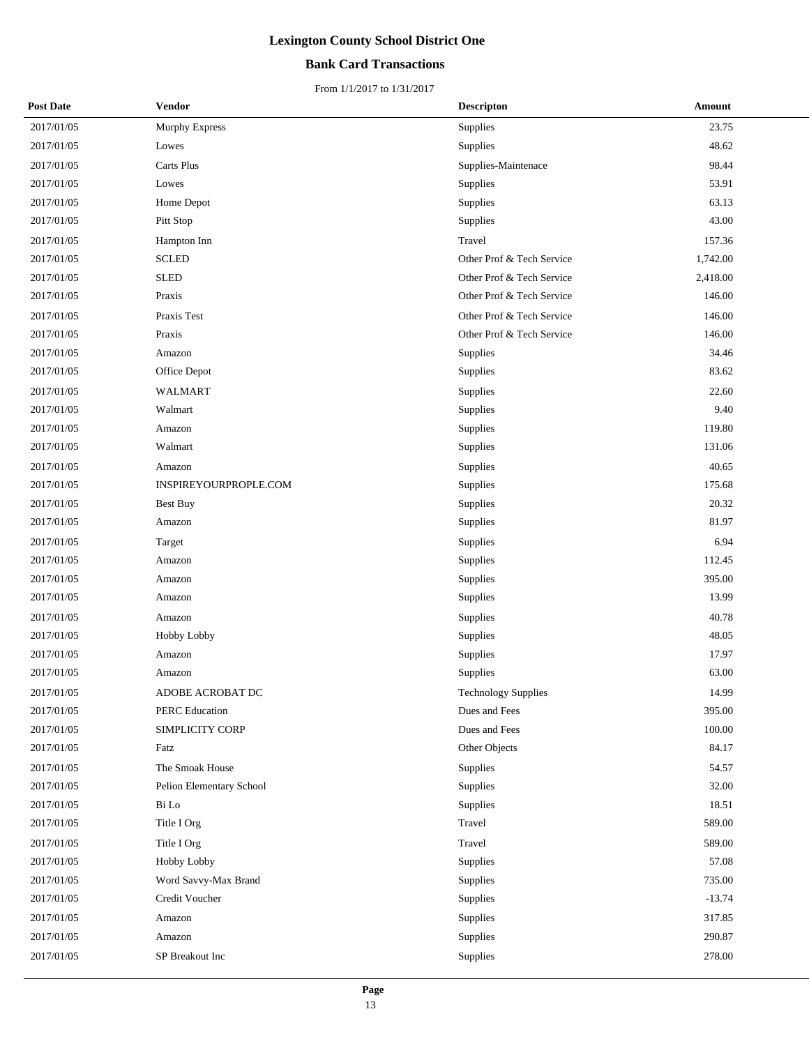# Lexington County School District One

## Bank Card Transactions

From 1/1/2017 to 1/31/2017

| Post Date | Vendor | Descripton | Amount |
|---|---|---|---|
| 2017/01/05 | Murphy Express | Supplies | 23.75 |
| 2017/01/05 | Lowes | Supplies | 48.62 |
| 2017/01/05 | Carts Plus | Supplies-Maintenace | 98.44 |
| 2017/01/05 | Lowes | Supplies | 53.91 |
| 2017/01/05 | Home Depot | Supplies | 63.13 |
| 2017/01/05 | Pitt Stop | Supplies | 43.00 |
| 2017/01/05 | Hampton Inn | Travel | 157.36 |
| 2017/01/05 | SCLED | Other Prof & Tech Service | 1,742.00 |
| 2017/01/05 | SLED | Other Prof & Tech Service | 2,418.00 |
| 2017/01/05 | Praxis | Other Prof & Tech Service | 146.00 |
| 2017/01/05 | Praxis Test | Other Prof & Tech Service | 146.00 |
| 2017/01/05 | Praxis | Other Prof & Tech Service | 146.00 |
| 2017/01/05 | Amazon | Supplies | 34.46 |
| 2017/01/05 | Office Depot | Supplies | 83.62 |
| 2017/01/05 | WALMART | Supplies | 22.60 |
| 2017/01/05 | Walmart | Supplies | 9.40 |
| 2017/01/05 | Amazon | Supplies | 119.80 |
| 2017/01/05 | Walmart | Supplies | 131.06 |
| 2017/01/05 | Amazon | Supplies | 40.65 |
| 2017/01/05 | INSPIREYOURPROPLE.COM | Supplies | 175.68 |
| 2017/01/05 | Best Buy | Supplies | 20.32 |
| 2017/01/05 | Amazon | Supplies | 81.97 |
| 2017/01/05 | Target | Supplies | 6.94 |
| 2017/01/05 | Amazon | Supplies | 112.45 |
| 2017/01/05 | Amazon | Supplies | 395.00 |
| 2017/01/05 | Amazon | Supplies | 13.99 |
| 2017/01/05 | Amazon | Supplies | 40.78 |
| 2017/01/05 | Hobby Lobby | Supplies | 48.05 |
| 2017/01/05 | Amazon | Supplies | 17.97 |
| 2017/01/05 | Amazon | Supplies | 63.00 |
| 2017/01/05 | ADOBE ACROBAT DC | Technology Supplies | 14.99 |
| 2017/01/05 | PERC Education | Dues and Fees | 395.00 |
| 2017/01/05 | SIMPLICITY CORP | Dues and Fees | 100.00 |
| 2017/01/05 | Fatz | Other Objects | 84.17 |
| 2017/01/05 | The Smoak House | Supplies | 54.57 |
| 2017/01/05 | Pelion Elementary School | Supplies | 32.00 |
| 2017/01/05 | Bi Lo | Supplies | 18.51 |
| 2017/01/05 | Title I Org | Travel | 589.00 |
| 2017/01/05 | Title I Org | Travel | 589.00 |
| 2017/01/05 | Hobby Lobby | Supplies | 57.08 |
| 2017/01/05 | Word Savvy-Max Brand | Supplies | 735.00 |
| 2017/01/05 | Credit Voucher | Supplies | -13.74 |
| 2017/01/05 | Amazon | Supplies | 317.85 |
| 2017/01/05 | Amazon | Supplies | 290.87 |
| 2017/01/05 | SP Breakout Inc | Supplies | 278.00 |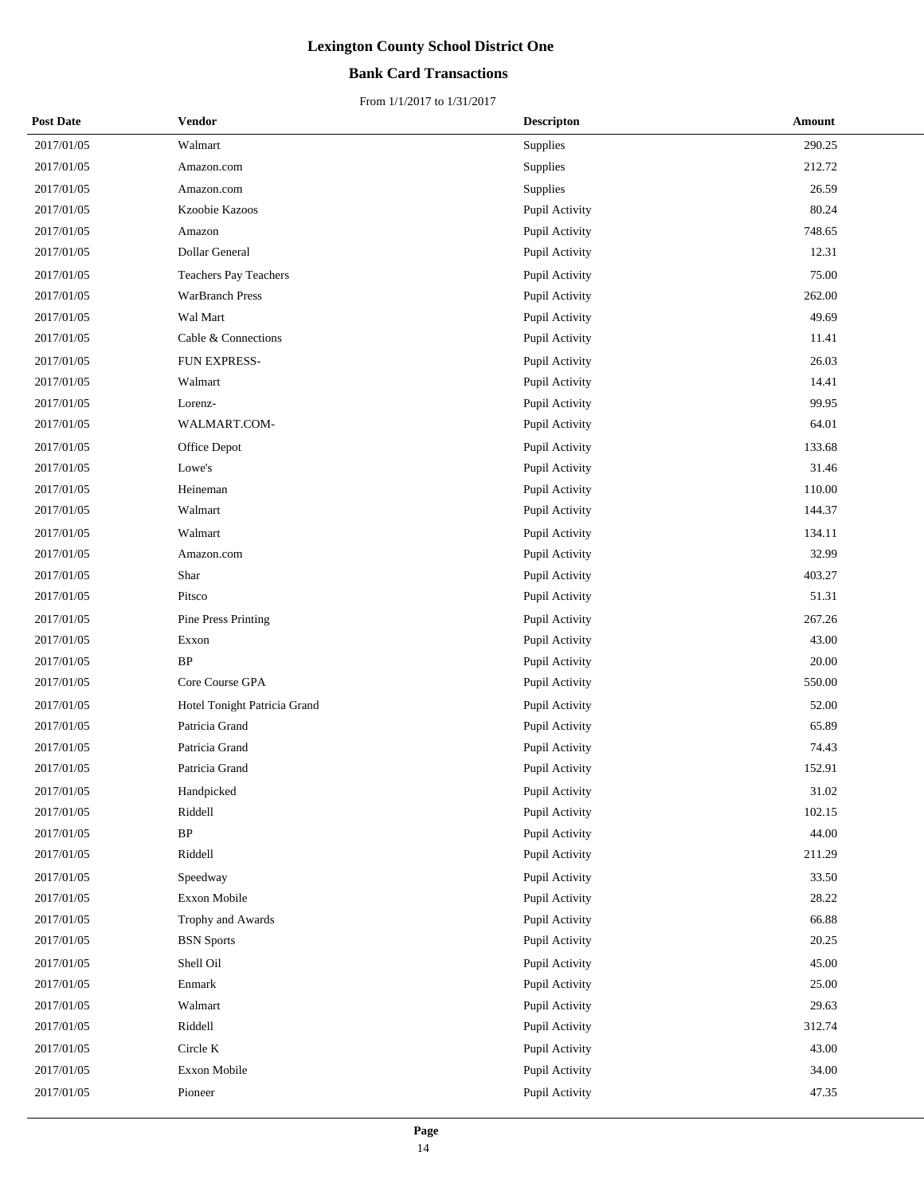# Lexington County School District One

## Bank Card Transactions

From 1/1/2017 to 1/31/2017

| Post Date | Vendor | Descripton | Amount |
|---|---|---|---|
| 2017/01/05 | Walmart | Supplies | 290.25 |
| 2017/01/05 | Amazon.com | Supplies | 212.72 |
| 2017/01/05 | Amazon.com | Supplies | 26.59 |
| 2017/01/05 | Kzoobie Kazoos | Pupil Activity | 80.24 |
| 2017/01/05 | Amazon | Pupil Activity | 748.65 |
| 2017/01/05 | Dollar General | Pupil Activity | 12.31 |
| 2017/01/05 | Teachers Pay Teachers | Pupil Activity | 75.00 |
| 2017/01/05 | WarBranch Press | Pupil Activity | 262.00 |
| 2017/01/05 | Wal Mart | Pupil Activity | 49.69 |
| 2017/01/05 | Cable & Connections | Pupil Activity | 11.41 |
| 2017/01/05 | FUN EXPRESS- | Pupil Activity | 26.03 |
| 2017/01/05 | Walmart | Pupil Activity | 14.41 |
| 2017/01/05 | Lorenz- | Pupil Activity | 99.95 |
| 2017/01/05 | WALMART.COM- | Pupil Activity | 64.01 |
| 2017/01/05 | Office Depot | Pupil Activity | 133.68 |
| 2017/01/05 | Lowe's | Pupil Activity | 31.46 |
| 2017/01/05 | Heineman | Pupil Activity | 110.00 |
| 2017/01/05 | Walmart | Pupil Activity | 144.37 |
| 2017/01/05 | Walmart | Pupil Activity | 134.11 |
| 2017/01/05 | Amazon.com | Pupil Activity | 32.99 |
| 2017/01/05 | Shar | Pupil Activity | 403.27 |
| 2017/01/05 | Pitsco | Pupil Activity | 51.31 |
| 2017/01/05 | Pine Press Printing | Pupil Activity | 267.26 |
| 2017/01/05 | Exxon | Pupil Activity | 43.00 |
| 2017/01/05 | BP | Pupil Activity | 20.00 |
| 2017/01/05 | Core Course GPA | Pupil Activity | 550.00 |
| 2017/01/05 | Hotel Tonight Patricia Grand | Pupil Activity | 52.00 |
| 2017/01/05 | Patricia Grand | Pupil Activity | 65.89 |
| 2017/01/05 | Patricia Grand | Pupil Activity | 74.43 |
| 2017/01/05 | Patricia Grand | Pupil Activity | 152.91 |
| 2017/01/05 | Handpicked | Pupil Activity | 31.02 |
| 2017/01/05 | Riddell | Pupil Activity | 102.15 |
| 2017/01/05 | BP | Pupil Activity | 44.00 |
| 2017/01/05 | Riddell | Pupil Activity | 211.29 |
| 2017/01/05 | Speedway | Pupil Activity | 33.50 |
| 2017/01/05 | Exxon Mobile | Pupil Activity | 28.22 |
| 2017/01/05 | Trophy and Awards | Pupil Activity | 66.88 |
| 2017/01/05 | BSN Sports | Pupil Activity | 20.25 |
| 2017/01/05 | Shell Oil | Pupil Activity | 45.00 |
| 2017/01/05 | Enmark | Pupil Activity | 25.00 |
| 2017/01/05 | Walmart | Pupil Activity | 29.63 |
| 2017/01/05 | Riddell | Pupil Activity | 312.74 |
| 2017/01/05 | Circle K | Pupil Activity | 43.00 |
| 2017/01/05 | Exxon Mobile | Pupil Activity | 34.00 |
| 2017/01/05 | Pioneer | Pupil Activity | 47.35 |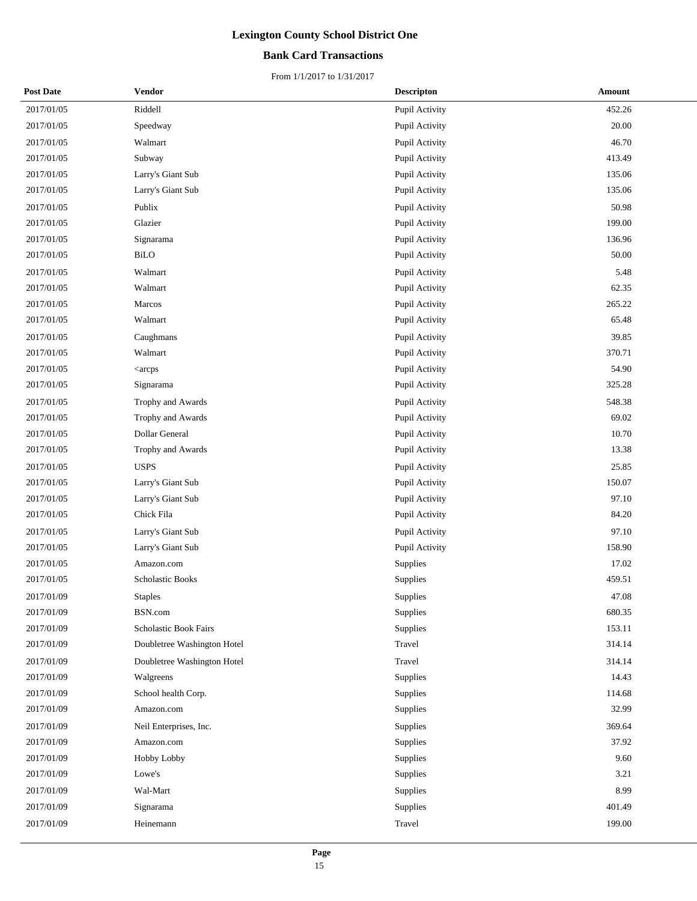# Lexington County School District One

## Bank Card Transactions

From 1/1/2017 to 1/31/2017

| Post Date | Vendor | Descripton | Amount |
|---|---|---|---|
| 2017/01/05 | Riddell | Pupil Activity | 452.26 |
| 2017/01/05 | Speedway | Pupil Activity | 20.00 |
| 2017/01/05 | Walmart | Pupil Activity | 46.70 |
| 2017/01/05 | Subway | Pupil Activity | 413.49 |
| 2017/01/05 | Larry's Giant Sub | Pupil Activity | 135.06 |
| 2017/01/05 | Larry's Giant Sub | Pupil Activity | 135.06 |
| 2017/01/05 | Publix | Pupil Activity | 50.98 |
| 2017/01/05 | Glazier | Pupil Activity | 199.00 |
| 2017/01/05 | Signarama | Pupil Activity | 136.96 |
| 2017/01/05 | BiLO | Pupil Activity | 50.00 |
| 2017/01/05 | Walmart | Pupil Activity | 5.48 |
| 2017/01/05 | Walmart | Pupil Activity | 62.35 |
| 2017/01/05 | Marcos | Pupil Activity | 265.22 |
| 2017/01/05 | Walmart | Pupil Activity | 65.48 |
| 2017/01/05 | Caughmans | Pupil Activity | 39.85 |
| 2017/01/05 | Walmart | Pupil Activity | 370.71 |
| 2017/01/05 | <arcps | Pupil Activity | 54.90 |
| 2017/01/05 | Signarama | Pupil Activity | 325.28 |
| 2017/01/05 | Trophy and Awards | Pupil Activity | 548.38 |
| 2017/01/05 | Trophy and Awards | Pupil Activity | 69.02 |
| 2017/01/05 | Dollar General | Pupil Activity | 10.70 |
| 2017/01/05 | Trophy and Awards | Pupil Activity | 13.38 |
| 2017/01/05 | USPS | Pupil Activity | 25.85 |
| 2017/01/05 | Larry's Giant Sub | Pupil Activity | 150.07 |
| 2017/01/05 | Larry's Giant Sub | Pupil Activity | 97.10 |
| 2017/01/05 | Chick Fila | Pupil Activity | 84.20 |
| 2017/01/05 | Larry's Giant Sub | Pupil Activity | 97.10 |
| 2017/01/05 | Larry's Giant Sub | Pupil Activity | 158.90 |
| 2017/01/05 | Amazon.com | Supplies | 17.02 |
| 2017/01/05 | Scholastic Books | Supplies | 459.51 |
| 2017/01/09 | Staples | Supplies | 47.08 |
| 2017/01/09 | BSN.com | Supplies | 680.35 |
| 2017/01/09 | Scholastic Book Fairs | Supplies | 153.11 |
| 2017/01/09 | Doubletree Washington Hotel | Travel | 314.14 |
| 2017/01/09 | Doubletree Washington Hotel | Travel | 314.14 |
| 2017/01/09 | Walgreens | Supplies | 14.43 |
| 2017/01/09 | School health Corp. | Supplies | 114.68 |
| 2017/01/09 | Amazon.com | Supplies | 32.99 |
| 2017/01/09 | Neil Enterprises, Inc. | Supplies | 369.64 |
| 2017/01/09 | Amazon.com | Supplies | 37.92 |
| 2017/01/09 | Hobby Lobby | Supplies | 9.60 |
| 2017/01/09 | Lowe's | Supplies | 3.21 |
| 2017/01/09 | Wal-Mart | Supplies | 8.99 |
| 2017/01/09 | Signarama | Supplies | 401.49 |
| 2017/01/09 | Heinemann | Travel | 199.00 |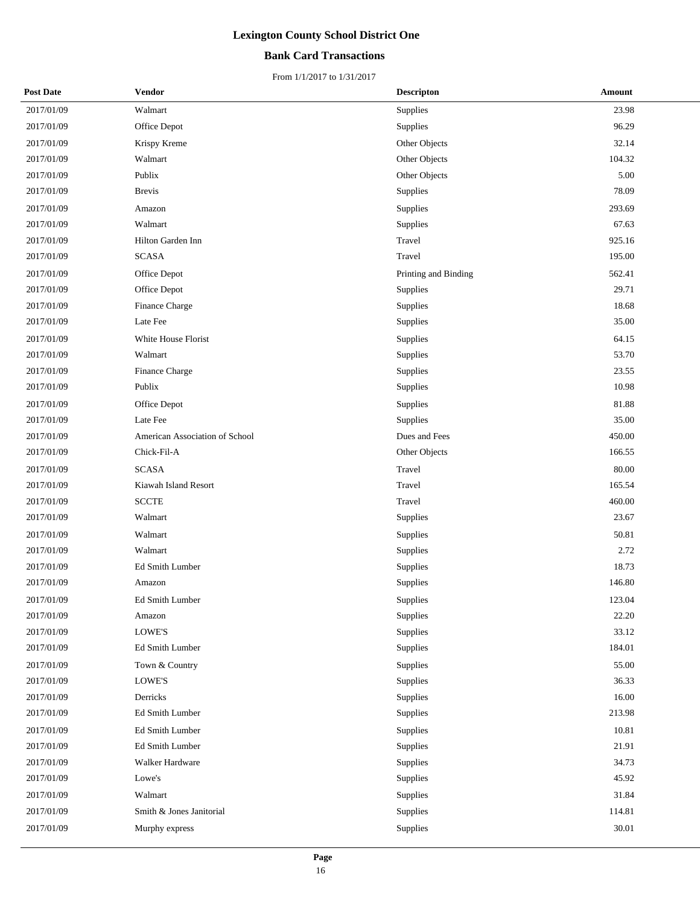# Lexington County School District One

## Bank Card Transactions

From 1/1/2017 to 1/31/2017

| Post Date | Vendor | Descripton | Amount |
|---|---|---|---|
| 2017/01/09 | Walmart | Supplies | 23.98 |
| 2017/01/09 | Office Depot | Supplies | 96.29 |
| 2017/01/09 | Krispy Kreme | Other Objects | 32.14 |
| 2017/01/09 | Walmart | Other Objects | 104.32 |
| 2017/01/09 | Publix | Other Objects | 5.00 |
| 2017/01/09 | Brevis | Supplies | 78.09 |
| 2017/01/09 | Amazon | Supplies | 293.69 |
| 2017/01/09 | Walmart | Supplies | 67.63 |
| 2017/01/09 | Hilton Garden Inn | Travel | 925.16 |
| 2017/01/09 | SCASA | Travel | 195.00 |
| 2017/01/09 | Office Depot | Printing and Binding | 562.41 |
| 2017/01/09 | Office Depot | Supplies | 29.71 |
| 2017/01/09 | Finance Charge | Supplies | 18.68 |
| 2017/01/09 | Late Fee | Supplies | 35.00 |
| 2017/01/09 | White House Florist | Supplies | 64.15 |
| 2017/01/09 | Walmart | Supplies | 53.70 |
| 2017/01/09 | Finance Charge | Supplies | 23.55 |
| 2017/01/09 | Publix | Supplies | 10.98 |
| 2017/01/09 | Office Depot | Supplies | 81.88 |
| 2017/01/09 | Late Fee | Supplies | 35.00 |
| 2017/01/09 | American Association of School | Dues and Fees | 450.00 |
| 2017/01/09 | Chick-Fil-A | Other Objects | 166.55 |
| 2017/01/09 | SCASA | Travel | 80.00 |
| 2017/01/09 | Kiawah Island Resort | Travel | 165.54 |
| 2017/01/09 | SCCTE | Travel | 460.00 |
| 2017/01/09 | Walmart | Supplies | 23.67 |
| 2017/01/09 | Walmart | Supplies | 50.81 |
| 2017/01/09 | Walmart | Supplies | 2.72 |
| 2017/01/09 | Ed Smith Lumber | Supplies | 18.73 |
| 2017/01/09 | Amazon | Supplies | 146.80 |
| 2017/01/09 | Ed Smith Lumber | Supplies | 123.04 |
| 2017/01/09 | Amazon | Supplies | 22.20 |
| 2017/01/09 | LOWE'S | Supplies | 33.12 |
| 2017/01/09 | Ed Smith Lumber | Supplies | 184.01 |
| 2017/01/09 | Town & Country | Supplies | 55.00 |
| 2017/01/09 | LOWE'S | Supplies | 36.33 |
| 2017/01/09 | Derricks | Supplies | 16.00 |
| 2017/01/09 | Ed Smith Lumber | Supplies | 213.98 |
| 2017/01/09 | Ed Smith Lumber | Supplies | 10.81 |
| 2017/01/09 | Ed Smith Lumber | Supplies | 21.91 |
| 2017/01/09 | Walker Hardware | Supplies | 34.73 |
| 2017/01/09 | Lowe's | Supplies | 45.92 |
| 2017/01/09 | Walmart | Supplies | 31.84 |
| 2017/01/09 | Smith & Jones Janitorial | Supplies | 114.81 |
| 2017/01/09 | Murphy express | Supplies | 30.01 |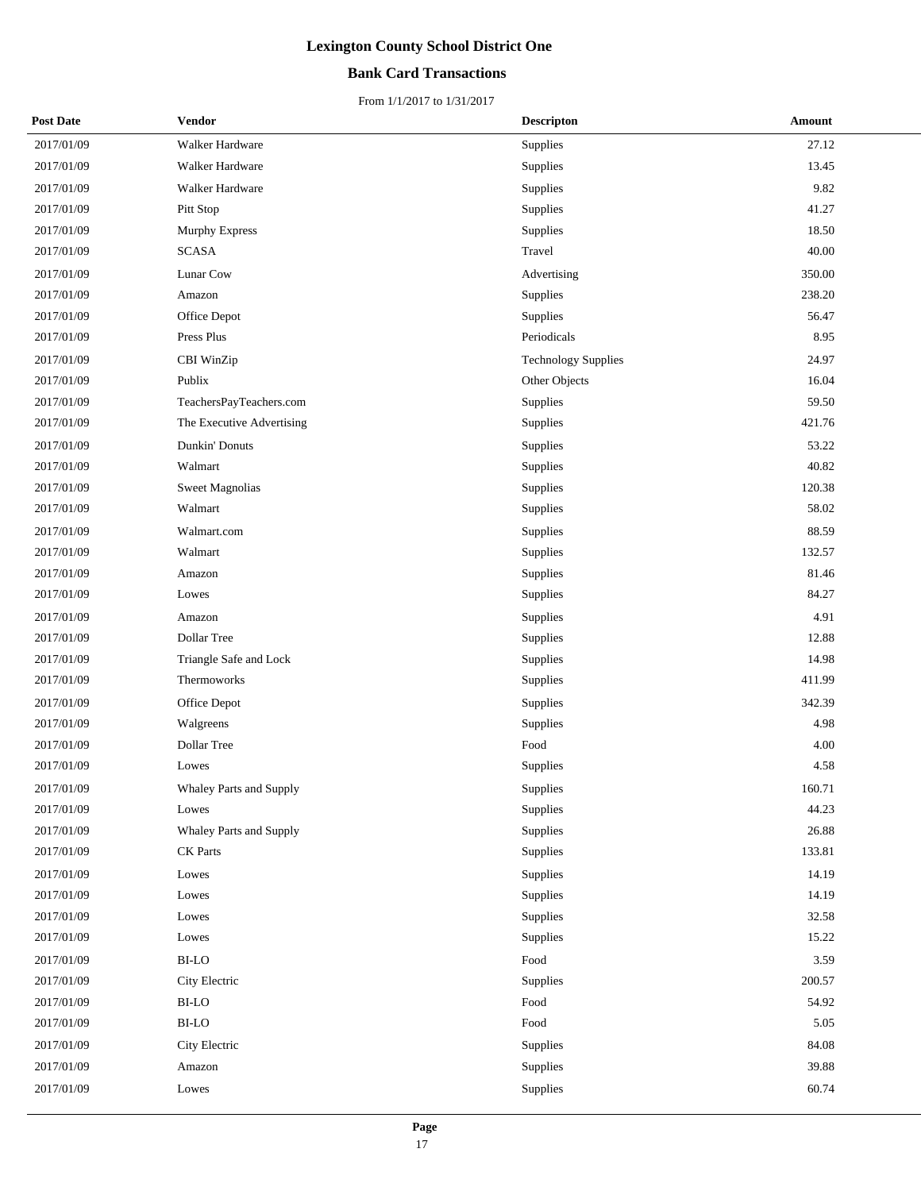# Lexington County School District One

## Bank Card Transactions

From 1/1/2017 to 1/31/2017

| Post Date | Vendor | Descripton | Amount |
|---|---|---|---|
| 2017/01/09 | Walker Hardware | Supplies | 27.12 |
| 2017/01/09 | Walker Hardware | Supplies | 13.45 |
| 2017/01/09 | Walker Hardware | Supplies | 9.82 |
| 2017/01/09 | Pitt Stop | Supplies | 41.27 |
| 2017/01/09 | Murphy Express | Supplies | 18.50 |
| 2017/01/09 | SCASA | Travel | 40.00 |
| 2017/01/09 | Lunar Cow | Advertising | 350.00 |
| 2017/01/09 | Amazon | Supplies | 238.20 |
| 2017/01/09 | Office Depot | Supplies | 56.47 |
| 2017/01/09 | Press Plus | Periodicals | 8.95 |
| 2017/01/09 | CBI WinZip | Technology Supplies | 24.97 |
| 2017/01/09 | Publix | Other Objects | 16.04 |
| 2017/01/09 | TeachersPayTeachers.com | Supplies | 59.50 |
| 2017/01/09 | The Executive Advertising | Supplies | 421.76 |
| 2017/01/09 | Dunkin' Donuts | Supplies | 53.22 |
| 2017/01/09 | Walmart | Supplies | 40.82 |
| 2017/01/09 | Sweet Magnolias | Supplies | 120.38 |
| 2017/01/09 | Walmart | Supplies | 58.02 |
| 2017/01/09 | Walmart.com | Supplies | 88.59 |
| 2017/01/09 | Walmart | Supplies | 132.57 |
| 2017/01/09 | Amazon | Supplies | 81.46 |
| 2017/01/09 | Lowes | Supplies | 84.27 |
| 2017/01/09 | Amazon | Supplies | 4.91 |
| 2017/01/09 | Dollar Tree | Supplies | 12.88 |
| 2017/01/09 | Triangle Safe and Lock | Supplies | 14.98 |
| 2017/01/09 | Thermoworks | Supplies | 411.99 |
| 2017/01/09 | Office Depot | Supplies | 342.39 |
| 2017/01/09 | Walgreens | Supplies | 4.98 |
| 2017/01/09 | Dollar Tree | Food | 4.00 |
| 2017/01/09 | Lowes | Supplies | 4.58 |
| 2017/01/09 | Whaley Parts and Supply | Supplies | 160.71 |
| 2017/01/09 | Lowes | Supplies | 44.23 |
| 2017/01/09 | Whaley Parts and Supply | Supplies | 26.88 |
| 2017/01/09 | CK Parts | Supplies | 133.81 |
| 2017/01/09 | Lowes | Supplies | 14.19 |
| 2017/01/09 | Lowes | Supplies | 14.19 |
| 2017/01/09 | Lowes | Supplies | 32.58 |
| 2017/01/09 | Lowes | Supplies | 15.22 |
| 2017/01/09 | BI-LO | Food | 3.59 |
| 2017/01/09 | City Electric | Supplies | 200.57 |
| 2017/01/09 | BI-LO | Food | 54.92 |
| 2017/01/09 | BI-LO | Food | 5.05 |
| 2017/01/09 | City Electric | Supplies | 84.08 |
| 2017/01/09 | Amazon | Supplies | 39.88 |
| 2017/01/09 | Lowes | Supplies | 60.74 |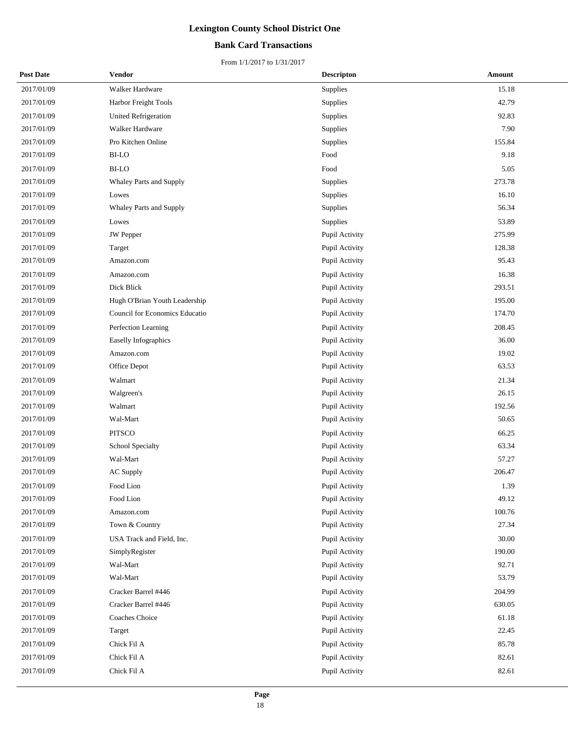# Lexington County School District One

## Bank Card Transactions

From 1/1/2017 to 1/31/2017

| Post Date | Vendor | Descripton | Amount |
|---|---|---|---|
| 2017/01/09 | Walker Hardware | Supplies | 15.18 |
| 2017/01/09 | Harbor Freight Tools | Supplies | 42.79 |
| 2017/01/09 | United Refrigeration | Supplies | 92.83 |
| 2017/01/09 | Walker Hardware | Supplies | 7.90 |
| 2017/01/09 | Pro Kitchen Online | Supplies | 155.84 |
| 2017/01/09 | BI-LO | Food | 9.18 |
| 2017/01/09 | BI-LO | Food | 5.05 |
| 2017/01/09 | Whaley Parts and Supply | Supplies | 273.78 |
| 2017/01/09 | Lowes | Supplies | 16.10 |
| 2017/01/09 | Whaley Parts and Supply | Supplies | 56.34 |
| 2017/01/09 | Lowes | Supplies | 53.89 |
| 2017/01/09 | JW Pepper | Pupil Activity | 275.99 |
| 2017/01/09 | Target | Pupil Activity | 128.38 |
| 2017/01/09 | Amazon.com | Pupil Activity | 95.43 |
| 2017/01/09 | Amazon.com | Pupil Activity | 16.38 |
| 2017/01/09 | Dick Blick | Pupil Activity | 293.51 |
| 2017/01/09 | Hugh O'Brian Youth Leadership | Pupil Activity | 195.00 |
| 2017/01/09 | Council for Economics Educatio | Pupil Activity | 174.70 |
| 2017/01/09 | Perfection Learning | Pupil Activity | 208.45 |
| 2017/01/09 | Easelly Infographics | Pupil Activity | 36.00 |
| 2017/01/09 | Amazon.com | Pupil Activity | 19.02 |
| 2017/01/09 | Office Depot | Pupil Activity | 63.53 |
| 2017/01/09 | Walmart | Pupil Activity | 21.34 |
| 2017/01/09 | Walgreen's | Pupil Activity | 26.15 |
| 2017/01/09 | Walmart | Pupil Activity | 192.56 |
| 2017/01/09 | Wal-Mart | Pupil Activity | 50.65 |
| 2017/01/09 | PITSCO | Pupil Activity | 66.25 |
| 2017/01/09 | School Specialty | Pupil Activity | 63.34 |
| 2017/01/09 | Wal-Mart | Pupil Activity | 57.27 |
| 2017/01/09 | AC Supply | Pupil Activity | 206.47 |
| 2017/01/09 | Food Lion | Pupil Activity | 1.39 |
| 2017/01/09 | Food Lion | Pupil Activity | 49.12 |
| 2017/01/09 | Amazon.com | Pupil Activity | 100.76 |
| 2017/01/09 | Town & Country | Pupil Activity | 27.34 |
| 2017/01/09 | USA Track and Field, Inc. | Pupil Activity | 30.00 |
| 2017/01/09 | SimplyRegister | Pupil Activity | 190.00 |
| 2017/01/09 | Wal-Mart | Pupil Activity | 92.71 |
| 2017/01/09 | Wal-Mart | Pupil Activity | 53.79 |
| 2017/01/09 | Cracker Barrel #446 | Pupil Activity | 204.99 |
| 2017/01/09 | Cracker Barrel #446 | Pupil Activity | 630.05 |
| 2017/01/09 | Coaches Choice | Pupil Activity | 61.18 |
| 2017/01/09 | Target | Pupil Activity | 22.45 |
| 2017/01/09 | Chick Fil A | Pupil Activity | 85.78 |
| 2017/01/09 | Chick Fil A | Pupil Activity | 82.61 |
| 2017/01/09 | Chick Fil A | Pupil Activity | 82.61 |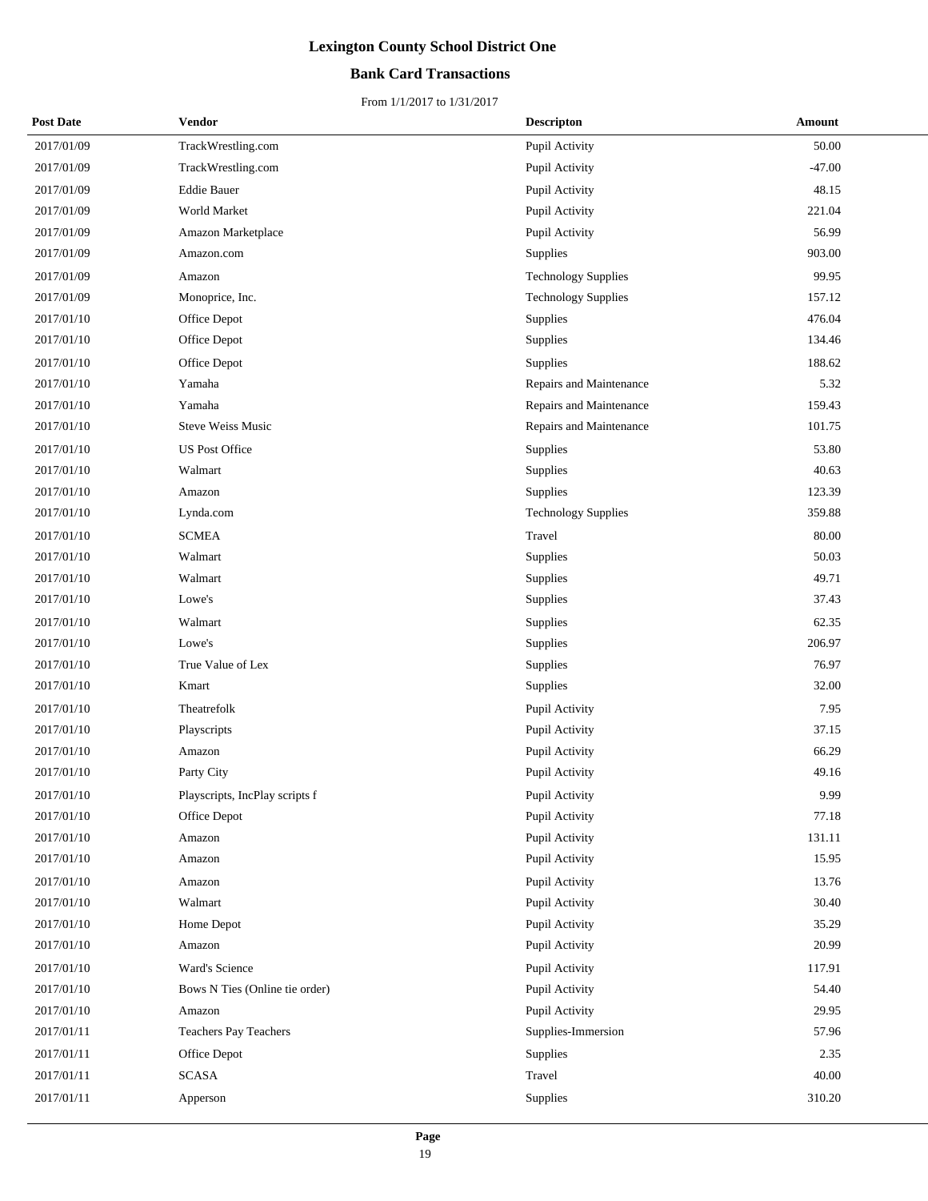# Lexington County School District One

## Bank Card Transactions

From 1/1/2017 to 1/31/2017

| Post Date | Vendor | Descripton | Amount |
|---|---|---|---|
| 2017/01/09 | TrackWrestling.com | Pupil Activity | 50.00 |
| 2017/01/09 | TrackWrestling.com | Pupil Activity | -47.00 |
| 2017/01/09 | Eddie Bauer | Pupil Activity | 48.15 |
| 2017/01/09 | World Market | Pupil Activity | 221.04 |
| 2017/01/09 | Amazon Marketplace | Pupil Activity | 56.99 |
| 2017/01/09 | Amazon.com | Supplies | 903.00 |
| 2017/01/09 | Amazon | Technology Supplies | 99.95 |
| 2017/01/09 | Monoprice, Inc. | Technology Supplies | 157.12 |
| 2017/01/10 | Office Depot | Supplies | 476.04 |
| 2017/01/10 | Office Depot | Supplies | 134.46 |
| 2017/01/10 | Office Depot | Supplies | 188.62 |
| 2017/01/10 | Yamaha | Repairs and Maintenance | 5.32 |
| 2017/01/10 | Yamaha | Repairs and Maintenance | 159.43 |
| 2017/01/10 | Steve Weiss Music | Repairs and Maintenance | 101.75 |
| 2017/01/10 | US Post Office | Supplies | 53.80 |
| 2017/01/10 | Walmart | Supplies | 40.63 |
| 2017/01/10 | Amazon | Supplies | 123.39 |
| 2017/01/10 | Lynda.com | Technology Supplies | 359.88 |
| 2017/01/10 | SCMEA | Travel | 80.00 |
| 2017/01/10 | Walmart | Supplies | 50.03 |
| 2017/01/10 | Walmart | Supplies | 49.71 |
| 2017/01/10 | Lowe's | Supplies | 37.43 |
| 2017/01/10 | Walmart | Supplies | 62.35 |
| 2017/01/10 | Lowe's | Supplies | 206.97 |
| 2017/01/10 | True Value of Lex | Supplies | 76.97 |
| 2017/01/10 | Kmart | Supplies | 32.00 |
| 2017/01/10 | Theatrefolk | Pupil Activity | 7.95 |
| 2017/01/10 | Playscripts | Pupil Activity | 37.15 |
| 2017/01/10 | Amazon | Pupil Activity | 66.29 |
| 2017/01/10 | Party City | Pupil Activity | 49.16 |
| 2017/01/10 | Playscripts, IncPlay scripts f | Pupil Activity | 9.99 |
| 2017/01/10 | Office Depot | Pupil Activity | 77.18 |
| 2017/01/10 | Amazon | Pupil Activity | 131.11 |
| 2017/01/10 | Amazon | Pupil Activity | 15.95 |
| 2017/01/10 | Amazon | Pupil Activity | 13.76 |
| 2017/01/10 | Walmart | Pupil Activity | 30.40 |
| 2017/01/10 | Home Depot | Pupil Activity | 35.29 |
| 2017/01/10 | Amazon | Pupil Activity | 20.99 |
| 2017/01/10 | Ward's Science | Pupil Activity | 117.91 |
| 2017/01/10 | Bows N Ties (Online tie order) | Pupil Activity | 54.40 |
| 2017/01/10 | Amazon | Pupil Activity | 29.95 |
| 2017/01/11 | Teachers Pay Teachers | Supplies-Immersion | 57.96 |
| 2017/01/11 | Office Depot | Supplies | 2.35 |
| 2017/01/11 | SCASA | Travel | 40.00 |
| 2017/01/11 | Apperson | Supplies | 310.20 |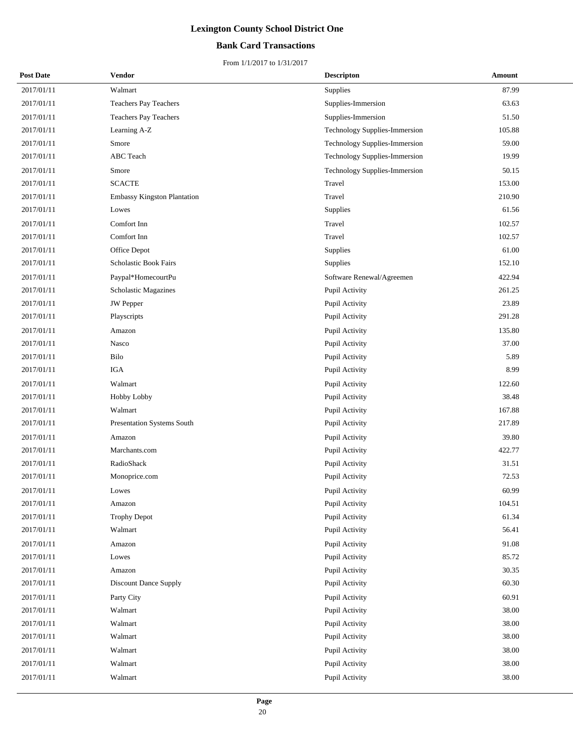# Lexington County School District One

## Bank Card Transactions

From 1/1/2017 to 1/31/2017

| Post Date | Vendor | Descripton | Amount |
|---|---|---|---|
| 2017/01/11 | Walmart | Supplies | 87.99 |
| 2017/01/11 | Teachers Pay Teachers | Supplies-Immersion | 63.63 |
| 2017/01/11 | Teachers Pay Teachers | Supplies-Immersion | 51.50 |
| 2017/01/11 | Learning A-Z | Technology Supplies-Immersion | 105.88 |
| 2017/01/11 | Smore | Technology Supplies-Immersion | 59.00 |
| 2017/01/11 | ABC Teach | Technology Supplies-Immersion | 19.99 |
| 2017/01/11 | Smore | Technology Supplies-Immersion | 50.15 |
| 2017/01/11 | SCACTE | Travel | 153.00 |
| 2017/01/11 | Embassy Kingston Plantation | Travel | 210.90 |
| 2017/01/11 | Lowes | Supplies | 61.56 |
| 2017/01/11 | Comfort Inn | Travel | 102.57 |
| 2017/01/11 | Comfort Inn | Travel | 102.57 |
| 2017/01/11 | Office Depot | Supplies | 61.00 |
| 2017/01/11 | Scholastic Book Fairs | Supplies | 152.10 |
| 2017/01/11 | Paypal*HomecourtPu | Software Renewal/Agreemen | 422.94 |
| 2017/01/11 | Scholastic Magazines | Pupil Activity | 261.25 |
| 2017/01/11 | JW Pepper | Pupil Activity | 23.89 |
| 2017/01/11 | Playscripts | Pupil Activity | 291.28 |
| 2017/01/11 | Amazon | Pupil Activity | 135.80 |
| 2017/01/11 | Nasco | Pupil Activity | 37.00 |
| 2017/01/11 | Bilo | Pupil Activity | 5.89 |
| 2017/01/11 | IGA | Pupil Activity | 8.99 |
| 2017/01/11 | Walmart | Pupil Activity | 122.60 |
| 2017/01/11 | Hobby Lobby | Pupil Activity | 38.48 |
| 2017/01/11 | Walmart | Pupil Activity | 167.88 |
| 2017/01/11 | Presentation Systems South | Pupil Activity | 217.89 |
| 2017/01/11 | Amazon | Pupil Activity | 39.80 |
| 2017/01/11 | Marchants.com | Pupil Activity | 422.77 |
| 2017/01/11 | RadioShack | Pupil Activity | 31.51 |
| 2017/01/11 | Monoprice.com | Pupil Activity | 72.53 |
| 2017/01/11 | Lowes | Pupil Activity | 60.99 |
| 2017/01/11 | Amazon | Pupil Activity | 104.51 |
| 2017/01/11 | Trophy Depot | Pupil Activity | 61.34 |
| 2017/01/11 | Walmart | Pupil Activity | 56.41 |
| 2017/01/11 | Amazon | Pupil Activity | 91.08 |
| 2017/01/11 | Lowes | Pupil Activity | 85.72 |
| 2017/01/11 | Amazon | Pupil Activity | 30.35 |
| 2017/01/11 | Discount Dance Supply | Pupil Activity | 60.30 |
| 2017/01/11 | Party City | Pupil Activity | 60.91 |
| 2017/01/11 | Walmart | Pupil Activity | 38.00 |
| 2017/01/11 | Walmart | Pupil Activity | 38.00 |
| 2017/01/11 | Walmart | Pupil Activity | 38.00 |
| 2017/01/11 | Walmart | Pupil Activity | 38.00 |
| 2017/01/11 | Walmart | Pupil Activity | 38.00 |
| 2017/01/11 | Walmart | Pupil Activity | 38.00 |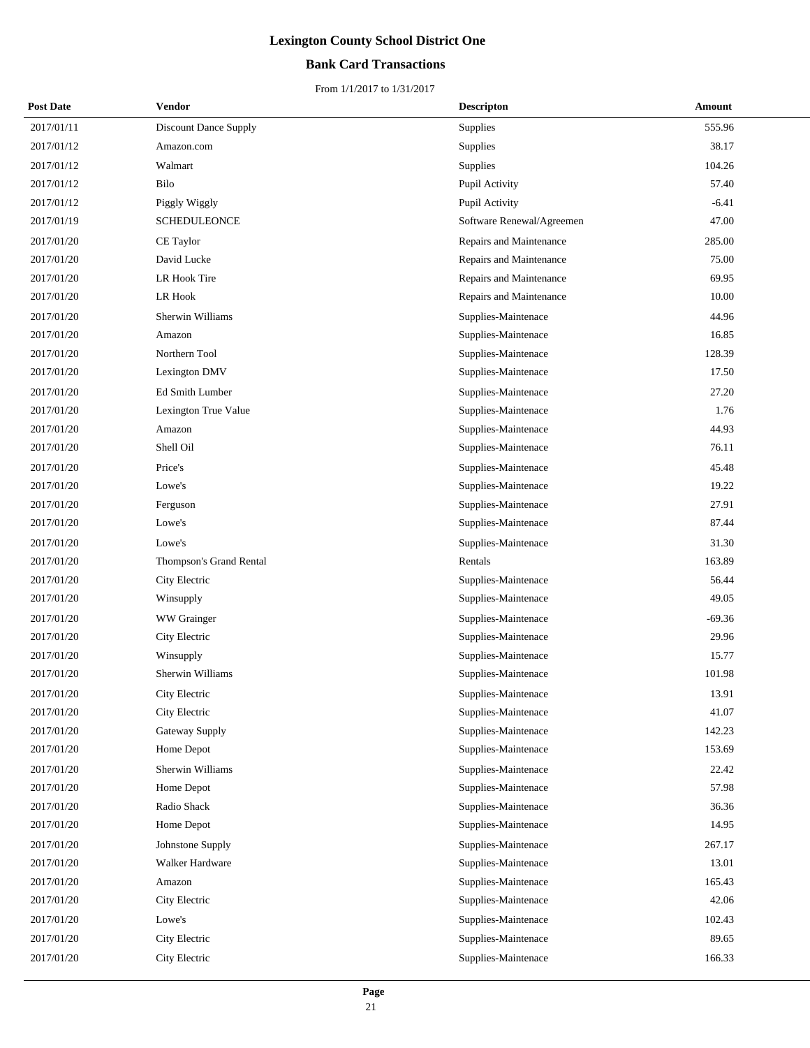# Lexington County School District One

## Bank Card Transactions

From 1/1/2017 to 1/31/2017

| Post Date | Vendor | Descripton | Amount |
|---|---|---|---|
| 2017/01/11 | Discount Dance Supply | Supplies | 555.96 |
| 2017/01/12 | Amazon.com | Supplies | 38.17 |
| 2017/01/12 | Walmart | Supplies | 104.26 |
| 2017/01/12 | Bilo | Pupil Activity | 57.40 |
| 2017/01/12 | Piggly Wiggly | Pupil Activity | -6.41 |
| 2017/01/19 | SCHEDULEONCE | Software Renewal/Agreemen | 47.00 |
| 2017/01/20 | CE Taylor | Repairs and Maintenance | 285.00 |
| 2017/01/20 | David Lucke | Repairs and Maintenance | 75.00 |
| 2017/01/20 | LR Hook Tire | Repairs and Maintenance | 69.95 |
| 2017/01/20 | LR Hook | Repairs and Maintenance | 10.00 |
| 2017/01/20 | Sherwin Williams | Supplies-Maintenace | 44.96 |
| 2017/01/20 | Amazon | Supplies-Maintenace | 16.85 |
| 2017/01/20 | Northern Tool | Supplies-Maintenace | 128.39 |
| 2017/01/20 | Lexington DMV | Supplies-Maintenace | 17.50 |
| 2017/01/20 | Ed Smith Lumber | Supplies-Maintenace | 27.20 |
| 2017/01/20 | Lexington True Value | Supplies-Maintenace | 1.76 |
| 2017/01/20 | Amazon | Supplies-Maintenace | 44.93 |
| 2017/01/20 | Shell Oil | Supplies-Maintenace | 76.11 |
| 2017/01/20 | Price's | Supplies-Maintenace | 45.48 |
| 2017/01/20 | Lowe's | Supplies-Maintenace | 19.22 |
| 2017/01/20 | Ferguson | Supplies-Maintenace | 27.91 |
| 2017/01/20 | Lowe's | Supplies-Maintenace | 87.44 |
| 2017/01/20 | Lowe's | Supplies-Maintenace | 31.30 |
| 2017/01/20 | Thompson's Grand Rental | Rentals | 163.89 |
| 2017/01/20 | City Electric | Supplies-Maintenace | 56.44 |
| 2017/01/20 | Winsupply | Supplies-Maintenace | 49.05 |
| 2017/01/20 | WW Grainger | Supplies-Maintenace | -69.36 |
| 2017/01/20 | City Electric | Supplies-Maintenace | 29.96 |
| 2017/01/20 | Winsupply | Supplies-Maintenace | 15.77 |
| 2017/01/20 | Sherwin Williams | Supplies-Maintenace | 101.98 |
| 2017/01/20 | City Electric | Supplies-Maintenace | 13.91 |
| 2017/01/20 | City Electric | Supplies-Maintenace | 41.07 |
| 2017/01/20 | Gateway Supply | Supplies-Maintenace | 142.23 |
| 2017/01/20 | Home Depot | Supplies-Maintenace | 153.69 |
| 2017/01/20 | Sherwin Williams | Supplies-Maintenace | 22.42 |
| 2017/01/20 | Home Depot | Supplies-Maintenace | 57.98 |
| 2017/01/20 | Radio Shack | Supplies-Maintenace | 36.36 |
| 2017/01/20 | Home Depot | Supplies-Maintenace | 14.95 |
| 2017/01/20 | Johnstone Supply | Supplies-Maintenace | 267.17 |
| 2017/01/20 | Walker Hardware | Supplies-Maintenace | 13.01 |
| 2017/01/20 | Amazon | Supplies-Maintenace | 165.43 |
| 2017/01/20 | City Electric | Supplies-Maintenace | 42.06 |
| 2017/01/20 | Lowe's | Supplies-Maintenace | 102.43 |
| 2017/01/20 | City Electric | Supplies-Maintenace | 89.65 |
| 2017/01/20 | City Electric | Supplies-Maintenace | 166.33 |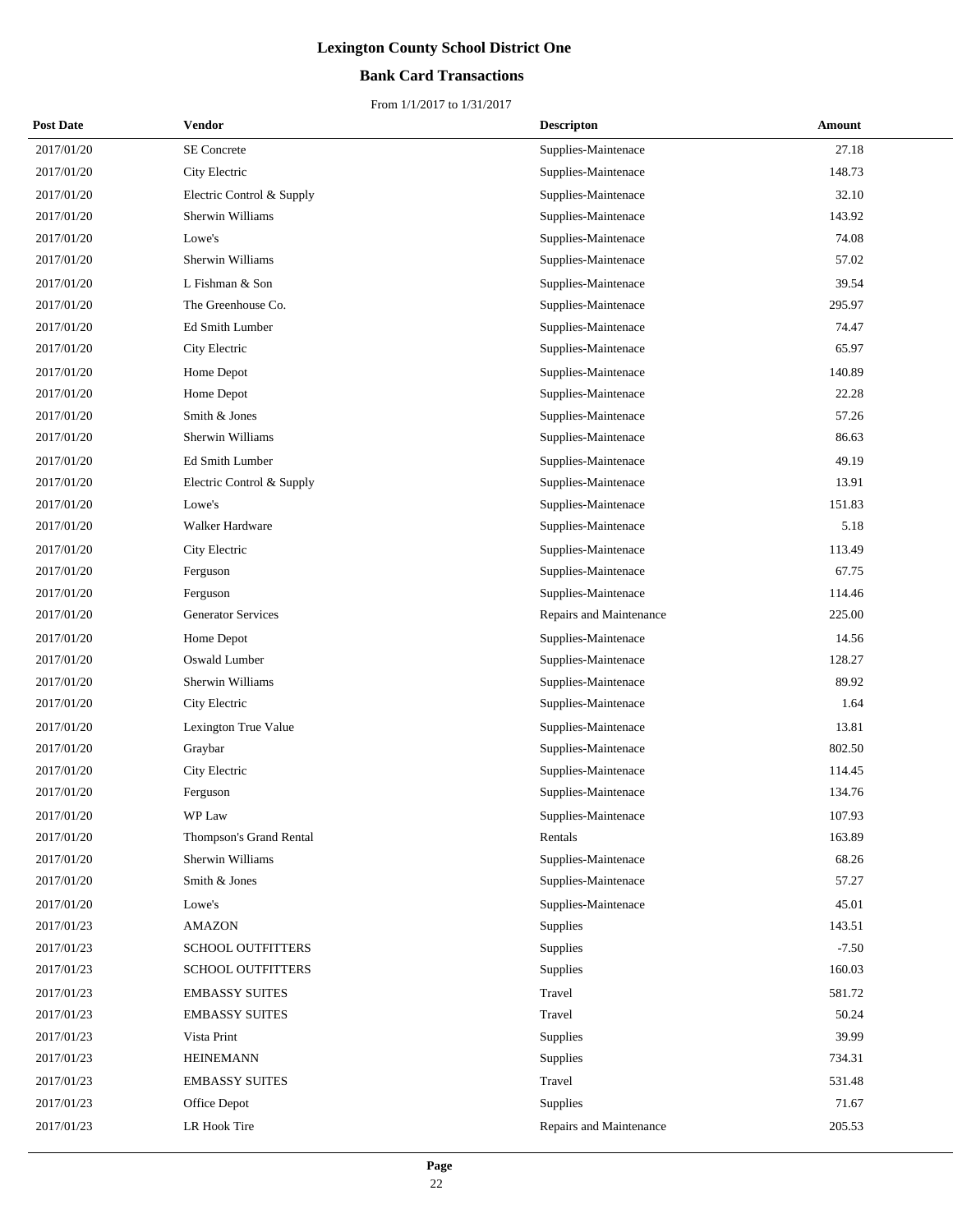# Lexington County School District One

## Bank Card Transactions

From 1/1/2017 to 1/31/2017

| Post Date | Vendor | Descripton | Amount |
|---|---|---|---|
| 2017/01/20 | SE Concrete | Supplies-Maintenace | 27.18 |
| 2017/01/20 | City Electric | Supplies-Maintenace | 148.73 |
| 2017/01/20 | Electric Control & Supply | Supplies-Maintenace | 32.10 |
| 2017/01/20 | Sherwin Williams | Supplies-Maintenace | 143.92 |
| 2017/01/20 | Lowe's | Supplies-Maintenace | 74.08 |
| 2017/01/20 | Sherwin Williams | Supplies-Maintenace | 57.02 |
| 2017/01/20 | L Fishman & Son | Supplies-Maintenace | 39.54 |
| 2017/01/20 | The Greenhouse Co. | Supplies-Maintenace | 295.97 |
| 2017/01/20 | Ed Smith Lumber | Supplies-Maintenace | 74.47 |
| 2017/01/20 | City Electric | Supplies-Maintenace | 65.97 |
| 2017/01/20 | Home Depot | Supplies-Maintenace | 140.89 |
| 2017/01/20 | Home Depot | Supplies-Maintenace | 22.28 |
| 2017/01/20 | Smith & Jones | Supplies-Maintenace | 57.26 |
| 2017/01/20 | Sherwin Williams | Supplies-Maintenace | 86.63 |
| 2017/01/20 | Ed Smith Lumber | Supplies-Maintenace | 49.19 |
| 2017/01/20 | Electric Control & Supply | Supplies-Maintenace | 13.91 |
| 2017/01/20 | Lowe's | Supplies-Maintenace | 151.83 |
| 2017/01/20 | Walker Hardware | Supplies-Maintenace | 5.18 |
| 2017/01/20 | City Electric | Supplies-Maintenace | 113.49 |
| 2017/01/20 | Ferguson | Supplies-Maintenace | 67.75 |
| 2017/01/20 | Ferguson | Supplies-Maintenace | 114.46 |
| 2017/01/20 | Generator Services | Repairs and Maintenance | 225.00 |
| 2017/01/20 | Home Depot | Supplies-Maintenace | 14.56 |
| 2017/01/20 | Oswald Lumber | Supplies-Maintenace | 128.27 |
| 2017/01/20 | Sherwin Williams | Supplies-Maintenace | 89.92 |
| 2017/01/20 | City Electric | Supplies-Maintenace | 1.64 |
| 2017/01/20 | Lexington True Value | Supplies-Maintenace | 13.81 |
| 2017/01/20 | Graybar | Supplies-Maintenace | 802.50 |
| 2017/01/20 | City Electric | Supplies-Maintenace | 114.45 |
| 2017/01/20 | Ferguson | Supplies-Maintenace | 134.76 |
| 2017/01/20 | WP Law | Supplies-Maintenace | 107.93 |
| 2017/01/20 | Thompson's Grand Rental | Rentals | 163.89 |
| 2017/01/20 | Sherwin Williams | Supplies-Maintenace | 68.26 |
| 2017/01/20 | Smith & Jones | Supplies-Maintenace | 57.27 |
| 2017/01/20 | Lowe's | Supplies-Maintenace | 45.01 |
| 2017/01/23 | AMAZON | Supplies | 143.51 |
| 2017/01/23 | SCHOOL OUTFITTERS | Supplies | -7.50 |
| 2017/01/23 | SCHOOL OUTFITTERS | Supplies | 160.03 |
| 2017/01/23 | EMBASSY SUITES | Travel | 581.72 |
| 2017/01/23 | EMBASSY SUITES | Travel | 50.24 |
| 2017/01/23 | Vista Print | Supplies | 39.99 |
| 2017/01/23 | HEINEMANN | Supplies | 734.31 |
| 2017/01/23 | EMBASSY SUITES | Travel | 531.48 |
| 2017/01/23 | Office Depot | Supplies | 71.67 |
| 2017/01/23 | LR Hook Tire | Repairs and Maintenance | 205.53 |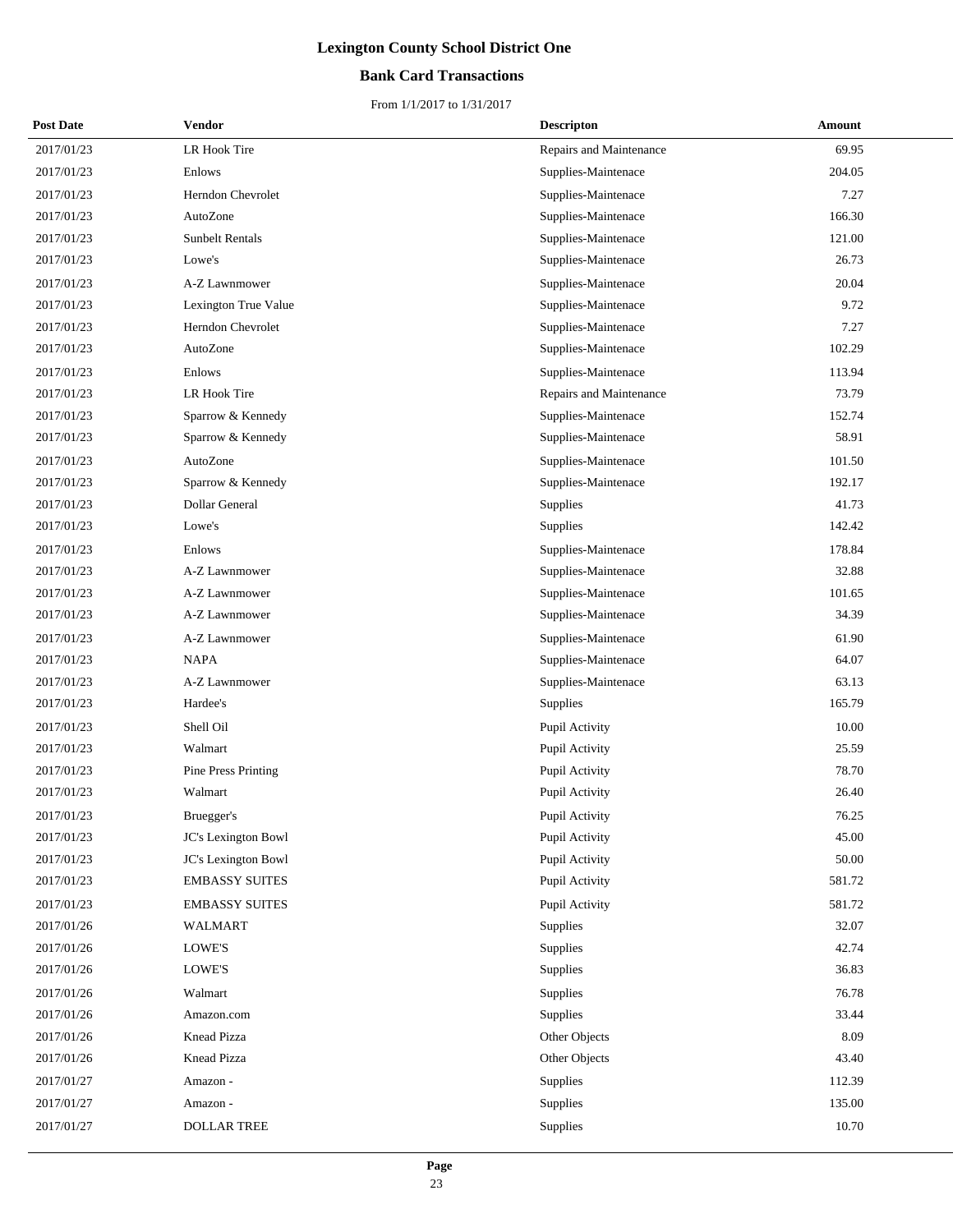# Lexington County School District One

## Bank Card Transactions

From 1/1/2017 to 1/31/2017

| Post Date | Vendor | Descripton | Amount |
|---|---|---|---|
| 2017/01/23 | LR Hook Tire | Repairs and Maintenance | 69.95 |
| 2017/01/23 | Enlows | Supplies-Maintenace | 204.05 |
| 2017/01/23 | Herndon Chevrolet | Supplies-Maintenace | 7.27 |
| 2017/01/23 | AutoZone | Supplies-Maintenace | 166.30 |
| 2017/01/23 | Sunbelt Rentals | Supplies-Maintenace | 121.00 |
| 2017/01/23 | Lowe's | Supplies-Maintenace | 26.73 |
| 2017/01/23 | A-Z Lawnmower | Supplies-Maintenace | 20.04 |
| 2017/01/23 | Lexington True Value | Supplies-Maintenace | 9.72 |
| 2017/01/23 | Herndon Chevrolet | Supplies-Maintenace | 7.27 |
| 2017/01/23 | AutoZone | Supplies-Maintenace | 102.29 |
| 2017/01/23 | Enlows | Supplies-Maintenace | 113.94 |
| 2017/01/23 | LR Hook Tire | Repairs and Maintenance | 73.79 |
| 2017/01/23 | Sparrow & Kennedy | Supplies-Maintenace | 152.74 |
| 2017/01/23 | Sparrow & Kennedy | Supplies-Maintenace | 58.91 |
| 2017/01/23 | AutoZone | Supplies-Maintenace | 101.50 |
| 2017/01/23 | Sparrow & Kennedy | Supplies-Maintenace | 192.17 |
| 2017/01/23 | Dollar General | Supplies | 41.73 |
| 2017/01/23 | Lowe's | Supplies | 142.42 |
| 2017/01/23 | Enlows | Supplies-Maintenace | 178.84 |
| 2017/01/23 | A-Z Lawnmower | Supplies-Maintenace | 32.88 |
| 2017/01/23 | A-Z Lawnmower | Supplies-Maintenace | 101.65 |
| 2017/01/23 | A-Z Lawnmower | Supplies-Maintenace | 34.39 |
| 2017/01/23 | A-Z Lawnmower | Supplies-Maintenace | 61.90 |
| 2017/01/23 | NAPA | Supplies-Maintenace | 64.07 |
| 2017/01/23 | A-Z Lawnmower | Supplies-Maintenace | 63.13 |
| 2017/01/23 | Hardee's | Supplies | 165.79 |
| 2017/01/23 | Shell Oil | Pupil Activity | 10.00 |
| 2017/01/23 | Walmart | Pupil Activity | 25.59 |
| 2017/01/23 | Pine Press Printing | Pupil Activity | 78.70 |
| 2017/01/23 | Walmart | Pupil Activity | 26.40 |
| 2017/01/23 | Bruegger's | Pupil Activity | 76.25 |
| 2017/01/23 | JC's Lexington Bowl | Pupil Activity | 45.00 |
| 2017/01/23 | JC's Lexington Bowl | Pupil Activity | 50.00 |
| 2017/01/23 | EMBASSY SUITES | Pupil Activity | 581.72 |
| 2017/01/23 | EMBASSY SUITES | Pupil Activity | 581.72 |
| 2017/01/26 | WALMART | Supplies | 32.07 |
| 2017/01/26 | LOWE'S | Supplies | 42.74 |
| 2017/01/26 | LOWE'S | Supplies | 36.83 |
| 2017/01/26 | Walmart | Supplies | 76.78 |
| 2017/01/26 | Amazon.com | Supplies | 33.44 |
| 2017/01/26 | Knead Pizza | Other Objects | 8.09 |
| 2017/01/26 | Knead Pizza | Other Objects | 43.40 |
| 2017/01/27 | Amazon - | Supplies | 112.39 |
| 2017/01/27 | Amazon - | Supplies | 135.00 |
| 2017/01/27 | DOLLAR TREE | Supplies | 10.70 |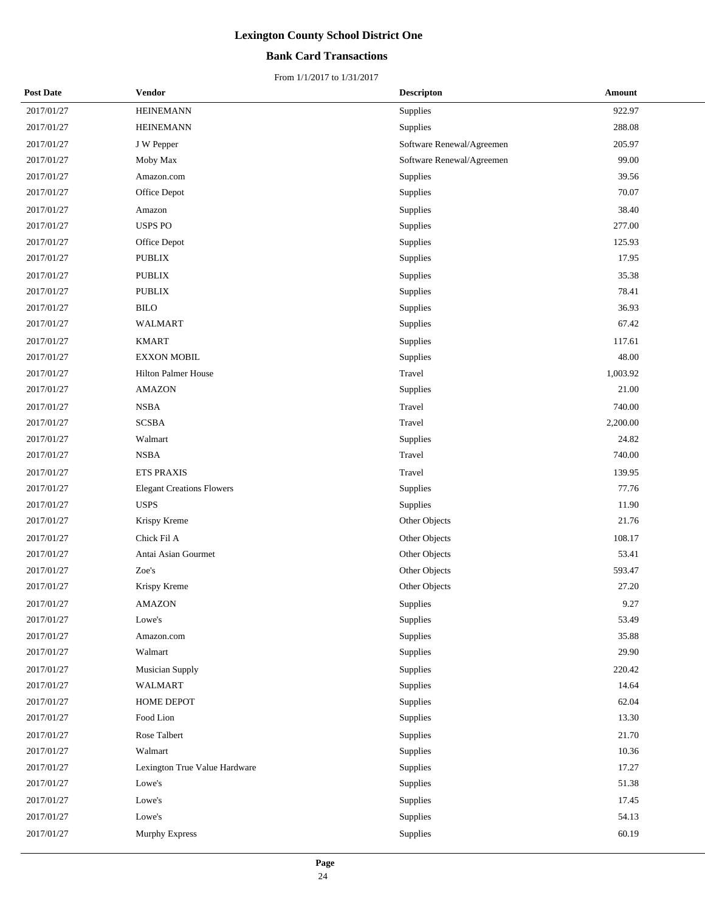# Lexington County School District One

## Bank Card Transactions

From 1/1/2017 to 1/31/2017

| Post Date | Vendor | Descripton | Amount |
|---|---|---|---|
| 2017/01/27 | HEINEMANN | Supplies | 922.97 |
| 2017/01/27 | HEINEMANN | Supplies | 288.08 |
| 2017/01/27 | J W Pepper | Software Renewal/Agreemen | 205.97 |
| 2017/01/27 | Moby Max | Software Renewal/Agreemen | 99.00 |
| 2017/01/27 | Amazon.com | Supplies | 39.56 |
| 2017/01/27 | Office Depot | Supplies | 70.07 |
| 2017/01/27 | Amazon | Supplies | 38.40 |
| 2017/01/27 | USPS PO | Supplies | 277.00 |
| 2017/01/27 | Office Depot | Supplies | 125.93 |
| 2017/01/27 | PUBLIX | Supplies | 17.95 |
| 2017/01/27 | PUBLIX | Supplies | 35.38 |
| 2017/01/27 | PUBLIX | Supplies | 78.41 |
| 2017/01/27 | BILO | Supplies | 36.93 |
| 2017/01/27 | WALMART | Supplies | 67.42 |
| 2017/01/27 | KMART | Supplies | 117.61 |
| 2017/01/27 | EXXON MOBIL | Supplies | 48.00 |
| 2017/01/27 | Hilton Palmer House | Travel | 1,003.92 |
| 2017/01/27 | AMAZON | Supplies | 21.00 |
| 2017/01/27 | NSBA | Travel | 740.00 |
| 2017/01/27 | SCSBA | Travel | 2,200.00 |
| 2017/01/27 | Walmart | Supplies | 24.82 |
| 2017/01/27 | NSBA | Travel | 740.00 |
| 2017/01/27 | ETS PRAXIS | Travel | 139.95 |
| 2017/01/27 | Elegant Creations Flowers | Supplies | 77.76 |
| 2017/01/27 | USPS | Supplies | 11.90 |
| 2017/01/27 | Krispy Kreme | Other Objects | 21.76 |
| 2017/01/27 | Chick Fil A | Other Objects | 108.17 |
| 2017/01/27 | Antai Asian Gourmet | Other Objects | 53.41 |
| 2017/01/27 | Zoe's | Other Objects | 593.47 |
| 2017/01/27 | Krispy Kreme | Other Objects | 27.20 |
| 2017/01/27 | AMAZON | Supplies | 9.27 |
| 2017/01/27 | Lowe's | Supplies | 53.49 |
| 2017/01/27 | Amazon.com | Supplies | 35.88 |
| 2017/01/27 | Walmart | Supplies | 29.90 |
| 2017/01/27 | Musician Supply | Supplies | 220.42 |
| 2017/01/27 | WALMART | Supplies | 14.64 |
| 2017/01/27 | HOME DEPOT | Supplies | 62.04 |
| 2017/01/27 | Food Lion | Supplies | 13.30 |
| 2017/01/27 | Rose Talbert | Supplies | 21.70 |
| 2017/01/27 | Walmart | Supplies | 10.36 |
| 2017/01/27 | Lexington True Value Hardware | Supplies | 17.27 |
| 2017/01/27 | Lowe's | Supplies | 51.38 |
| 2017/01/27 | Lowe's | Supplies | 17.45 |
| 2017/01/27 | Lowe's | Supplies | 54.13 |
| 2017/01/27 | Murphy Express | Supplies | 60.19 |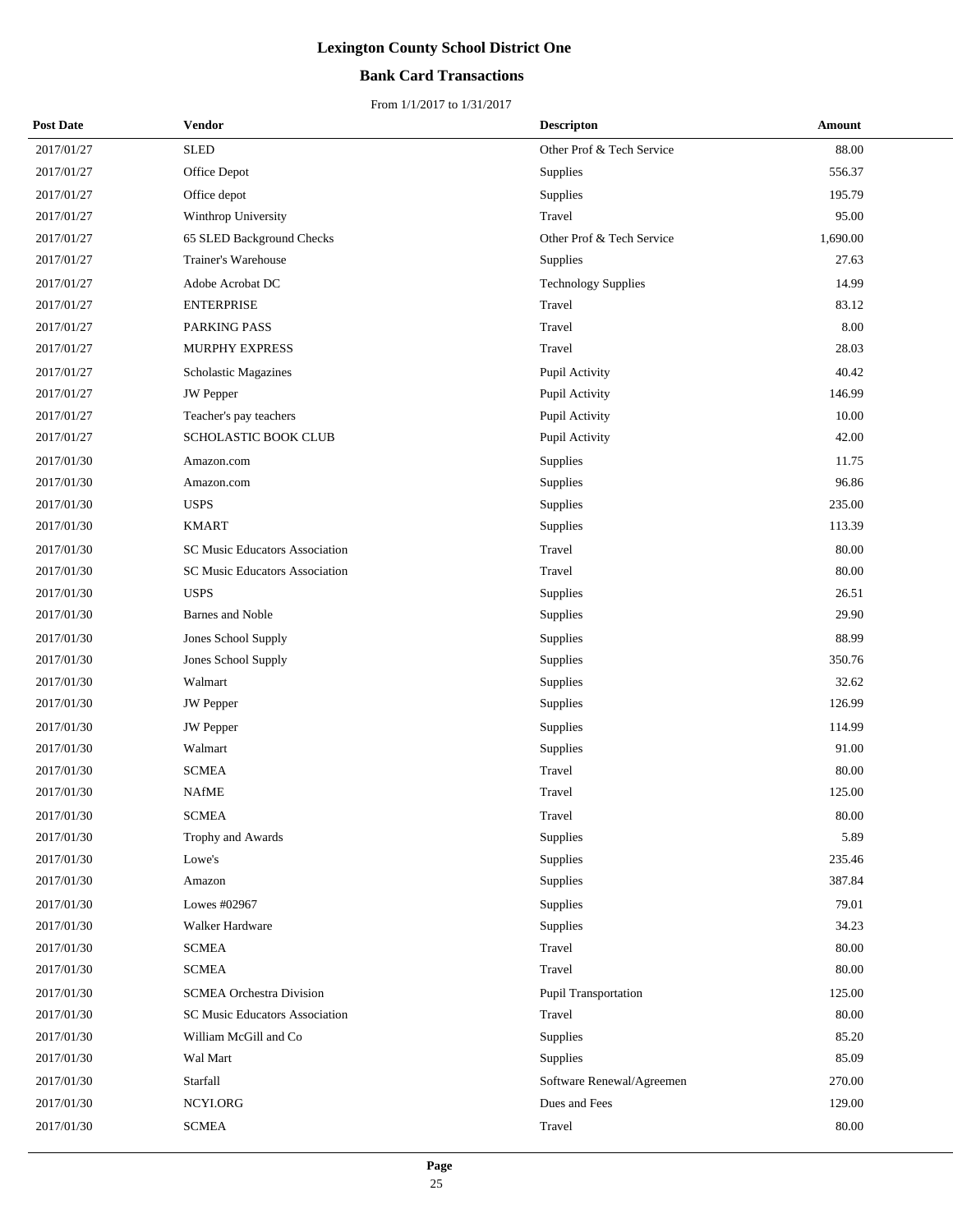# Lexington County School District One

## Bank Card Transactions

From 1/1/2017 to 1/31/2017

| Post Date | Vendor | Descripton | Amount |
|---|---|---|---|
| 2017/01/27 | SLED | Other Prof & Tech Service | 88.00 |
| 2017/01/27 | Office Depot | Supplies | 556.37 |
| 2017/01/27 | Office depot | Supplies | 195.79 |
| 2017/01/27 | Winthrop University | Travel | 95.00 |
| 2017/01/27 | 65 SLED Background Checks | Other Prof & Tech Service | 1,690.00 |
| 2017/01/27 | Trainer's Warehouse | Supplies | 27.63 |
| 2017/01/27 | Adobe Acrobat DC | Technology Supplies | 14.99 |
| 2017/01/27 | ENTERPRISE | Travel | 83.12 |
| 2017/01/27 | PARKING PASS | Travel | 8.00 |
| 2017/01/27 | MURPHY EXPRESS | Travel | 28.03 |
| 2017/01/27 | Scholastic Magazines | Pupil Activity | 40.42 |
| 2017/01/27 | JW Pepper | Pupil Activity | 146.99 |
| 2017/01/27 | Teacher's pay teachers | Pupil Activity | 10.00 |
| 2017/01/27 | SCHOLASTIC BOOK CLUB | Pupil Activity | 42.00 |
| 2017/01/30 | Amazon.com | Supplies | 11.75 |
| 2017/01/30 | Amazon.com | Supplies | 96.86 |
| 2017/01/30 | USPS | Supplies | 235.00 |
| 2017/01/30 | KMART | Supplies | 113.39 |
| 2017/01/30 | SC Music Educators Association | Travel | 80.00 |
| 2017/01/30 | SC Music Educators Association | Travel | 80.00 |
| 2017/01/30 | USPS | Supplies | 26.51 |
| 2017/01/30 | Barnes and Noble | Supplies | 29.90 |
| 2017/01/30 | Jones School Supply | Supplies | 88.99 |
| 2017/01/30 | Jones School Supply | Supplies | 350.76 |
| 2017/01/30 | Walmart | Supplies | 32.62 |
| 2017/01/30 | JW Pepper | Supplies | 126.99 |
| 2017/01/30 | JW Pepper | Supplies | 114.99 |
| 2017/01/30 | Walmart | Supplies | 91.00 |
| 2017/01/30 | SCMEA | Travel | 80.00 |
| 2017/01/30 | NAfME | Travel | 125.00 |
| 2017/01/30 | SCMEA | Travel | 80.00 |
| 2017/01/30 | Trophy and Awards | Supplies | 5.89 |
| 2017/01/30 | Lowe's | Supplies | 235.46 |
| 2017/01/30 | Amazon | Supplies | 387.84 |
| 2017/01/30 | Lowes #02967 | Supplies | 79.01 |
| 2017/01/30 | Walker Hardware | Supplies | 34.23 |
| 2017/01/30 | SCMEA | Travel | 80.00 |
| 2017/01/30 | SCMEA | Travel | 80.00 |
| 2017/01/30 | SCMEA Orchestra Division | Pupil Transportation | 125.00 |
| 2017/01/30 | SC Music Educators Association | Travel | 80.00 |
| 2017/01/30 | William McGill and Co | Supplies | 85.20 |
| 2017/01/30 | Wal Mart | Supplies | 85.09 |
| 2017/01/30 | Starfall | Software Renewal/Agreemen | 270.00 |
| 2017/01/30 | NCYI.ORG | Dues and Fees | 129.00 |
| 2017/01/30 | SCMEA | Travel | 80.00 |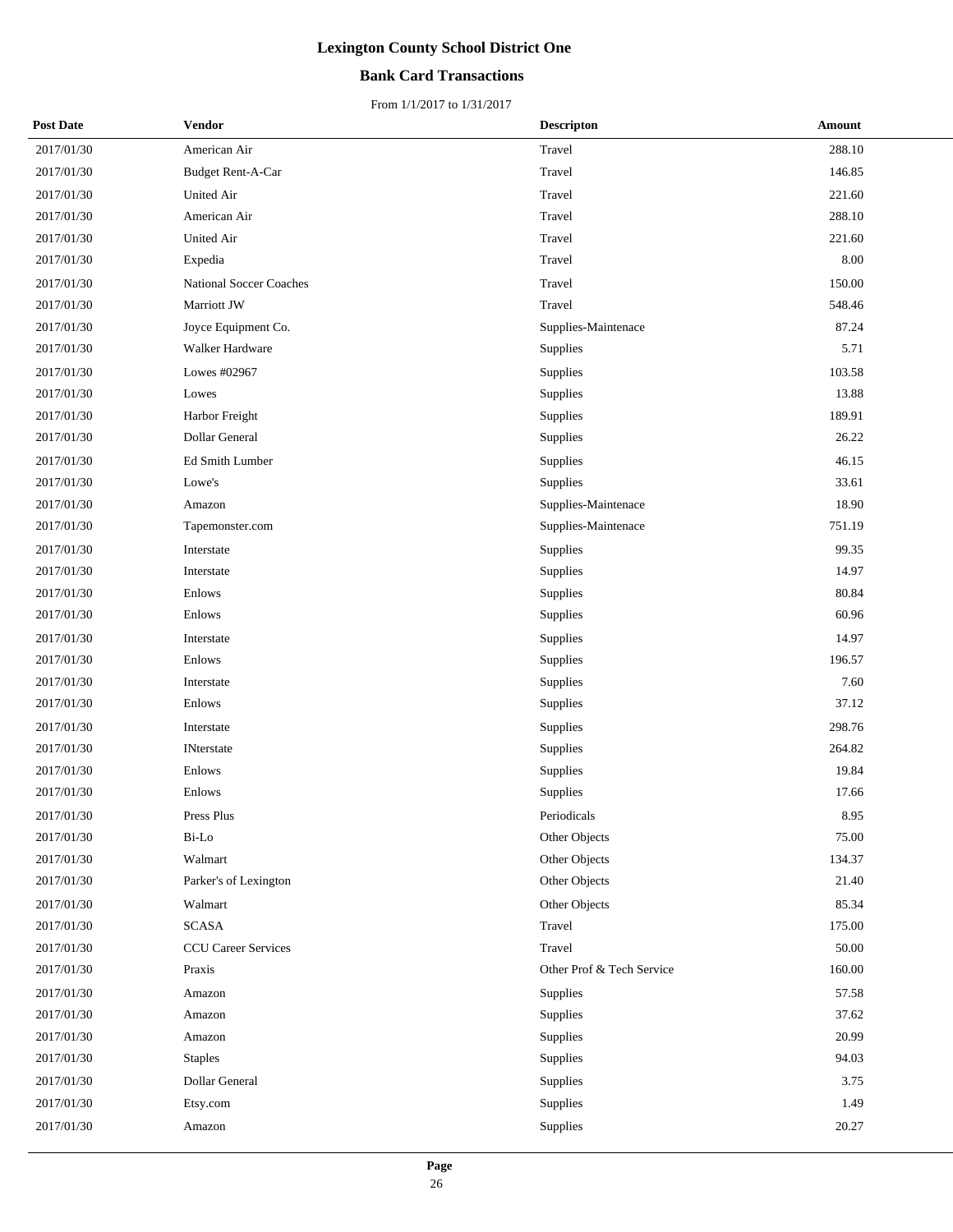# Lexington County School District One

## Bank Card Transactions

From 1/1/2017 to 1/31/2017

| Post Date | Vendor | Descripton | Amount |
|---|---|---|---|
| 2017/01/30 | American Air | Travel | 288.10 |
| 2017/01/30 | Budget Rent-A-Car | Travel | 146.85 |
| 2017/01/30 | United Air | Travel | 221.60 |
| 2017/01/30 | American Air | Travel | 288.10 |
| 2017/01/30 | United Air | Travel | 221.60 |
| 2017/01/30 | Expedia | Travel | 8.00 |
| 2017/01/30 | National Soccer Coaches | Travel | 150.00 |
| 2017/01/30 | Marriott JW | Travel | 548.46 |
| 2017/01/30 | Joyce Equipment Co. | Supplies-Maintenace | 87.24 |
| 2017/01/30 | Walker Hardware | Supplies | 5.71 |
| 2017/01/30 | Lowes #02967 | Supplies | 103.58 |
| 2017/01/30 | Lowes | Supplies | 13.88 |
| 2017/01/30 | Harbor Freight | Supplies | 189.91 |
| 2017/01/30 | Dollar General | Supplies | 26.22 |
| 2017/01/30 | Ed Smith Lumber | Supplies | 46.15 |
| 2017/01/30 | Lowe's | Supplies | 33.61 |
| 2017/01/30 | Amazon | Supplies-Maintenace | 18.90 |
| 2017/01/30 | Tapemonster.com | Supplies-Maintenace | 751.19 |
| 2017/01/30 | Interstate | Supplies | 99.35 |
| 2017/01/30 | Interstate | Supplies | 14.97 |
| 2017/01/30 | Enlows | Supplies | 80.84 |
| 2017/01/30 | Enlows | Supplies | 60.96 |
| 2017/01/30 | Interstate | Supplies | 14.97 |
| 2017/01/30 | Enlows | Supplies | 196.57 |
| 2017/01/30 | Interstate | Supplies | 7.60 |
| 2017/01/30 | Enlows | Supplies | 37.12 |
| 2017/01/30 | Interstate | Supplies | 298.76 |
| 2017/01/30 | INterstate | Supplies | 264.82 |
| 2017/01/30 | Enlows | Supplies | 19.84 |
| 2017/01/30 | Enlows | Supplies | 17.66 |
| 2017/01/30 | Press Plus | Periodicals | 8.95 |
| 2017/01/30 | Bi-Lo | Other Objects | 75.00 |
| 2017/01/30 | Walmart | Other Objects | 134.37 |
| 2017/01/30 | Parker's of Lexington | Other Objects | 21.40 |
| 2017/01/30 | Walmart | Other Objects | 85.34 |
| 2017/01/30 | SCASA | Travel | 175.00 |
| 2017/01/30 | CCU Career Services | Travel | 50.00 |
| 2017/01/30 | Praxis | Other Prof & Tech Service | 160.00 |
| 2017/01/30 | Amazon | Supplies | 57.58 |
| 2017/01/30 | Amazon | Supplies | 37.62 |
| 2017/01/30 | Amazon | Supplies | 20.99 |
| 2017/01/30 | Staples | Supplies | 94.03 |
| 2017/01/30 | Dollar General | Supplies | 3.75 |
| 2017/01/30 | Etsy.com | Supplies | 1.49 |
| 2017/01/30 | Amazon | Supplies | 20.27 |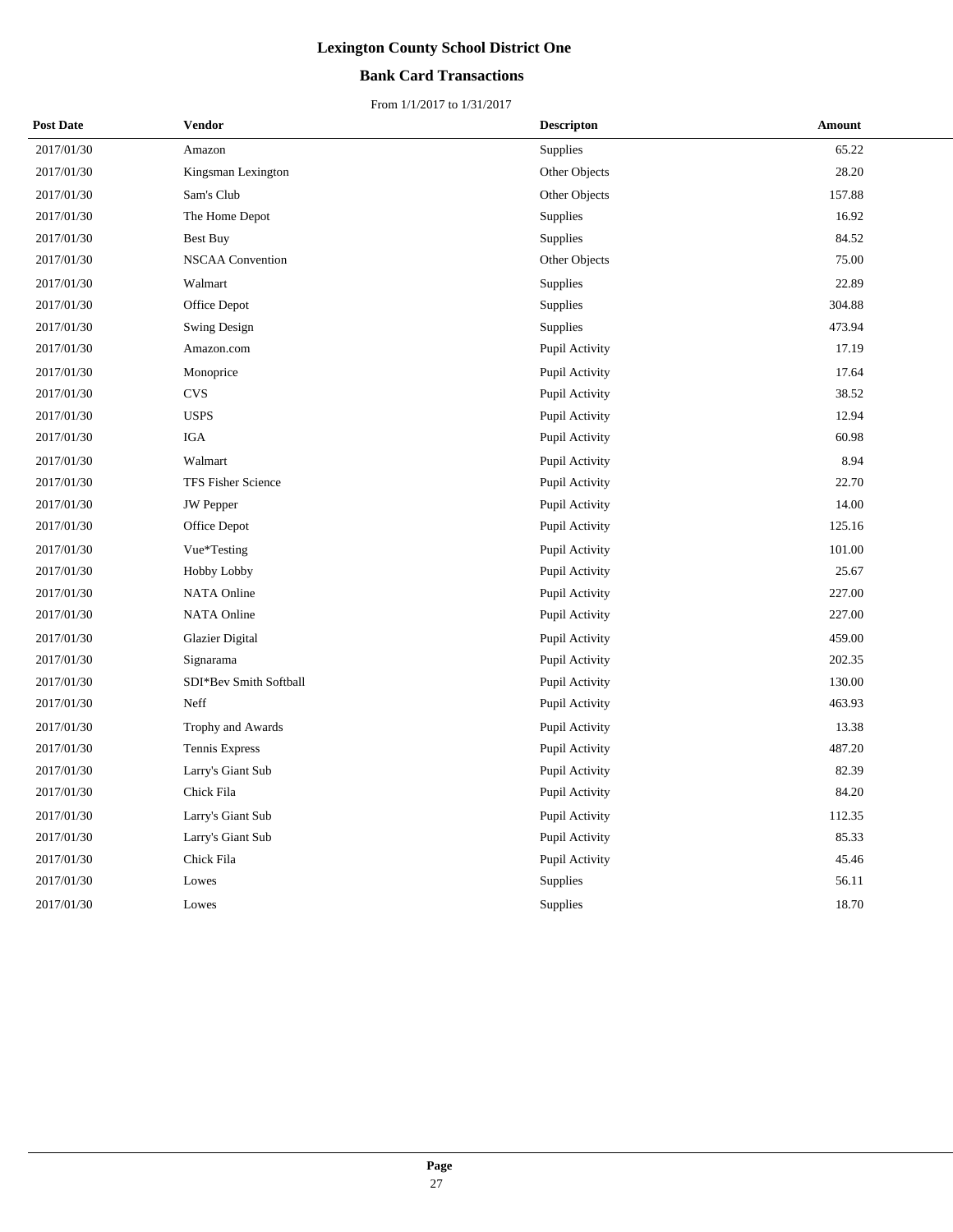# Lexington County School District One

## Bank Card Transactions

From 1/1/2017 to 1/31/2017

| Post Date | Vendor | Descripton | Amount |
|---|---|---|---|
| 2017/01/30 | Amazon | Supplies | 65.22 |
| 2017/01/30 | Kingsman Lexington | Other Objects | 28.20 |
| 2017/01/30 | Sam's Club | Other Objects | 157.88 |
| 2017/01/30 | The Home Depot | Supplies | 16.92 |
| 2017/01/30 | Best Buy | Supplies | 84.52 |
| 2017/01/30 | NSCAA Convention | Other Objects | 75.00 |
| 2017/01/30 | Walmart | Supplies | 22.89 |
| 2017/01/30 | Office Depot | Supplies | 304.88 |
| 2017/01/30 | Swing Design | Supplies | 473.94 |
| 2017/01/30 | Amazon.com | Pupil Activity | 17.19 |
| 2017/01/30 | Monoprice | Pupil Activity | 17.64 |
| 2017/01/30 | CVS | Pupil Activity | 38.52 |
| 2017/01/30 | USPS | Pupil Activity | 12.94 |
| 2017/01/30 | IGA | Pupil Activity | 60.98 |
| 2017/01/30 | Walmart | Pupil Activity | 8.94 |
| 2017/01/30 | TFS Fisher Science | Pupil Activity | 22.70 |
| 2017/01/30 | JW Pepper | Pupil Activity | 14.00 |
| 2017/01/30 | Office Depot | Pupil Activity | 125.16 |
| 2017/01/30 | Vue*Testing | Pupil Activity | 101.00 |
| 2017/01/30 | Hobby Lobby | Pupil Activity | 25.67 |
| 2017/01/30 | NATA Online | Pupil Activity | 227.00 |
| 2017/01/30 | NATA Online | Pupil Activity | 227.00 |
| 2017/01/30 | Glazier Digital | Pupil Activity | 459.00 |
| 2017/01/30 | Signarama | Pupil Activity | 202.35 |
| 2017/01/30 | SDI*Bev Smith Softball | Pupil Activity | 130.00 |
| 2017/01/30 | Neff | Pupil Activity | 463.93 |
| 2017/01/30 | Trophy and Awards | Pupil Activity | 13.38 |
| 2017/01/30 | Tennis Express | Pupil Activity | 487.20 |
| 2017/01/30 | Larry's Giant Sub | Pupil Activity | 82.39 |
| 2017/01/30 | Chick Fila | Pupil Activity | 84.20 |
| 2017/01/30 | Larry's Giant Sub | Pupil Activity | 112.35 |
| 2017/01/30 | Larry's Giant Sub | Pupil Activity | 85.33 |
| 2017/01/30 | Chick Fila | Pupil Activity | 45.46 |
| 2017/01/30 | Lowes | Supplies | 56.11 |
| 2017/01/30 | Lowes | Supplies | 18.70 |